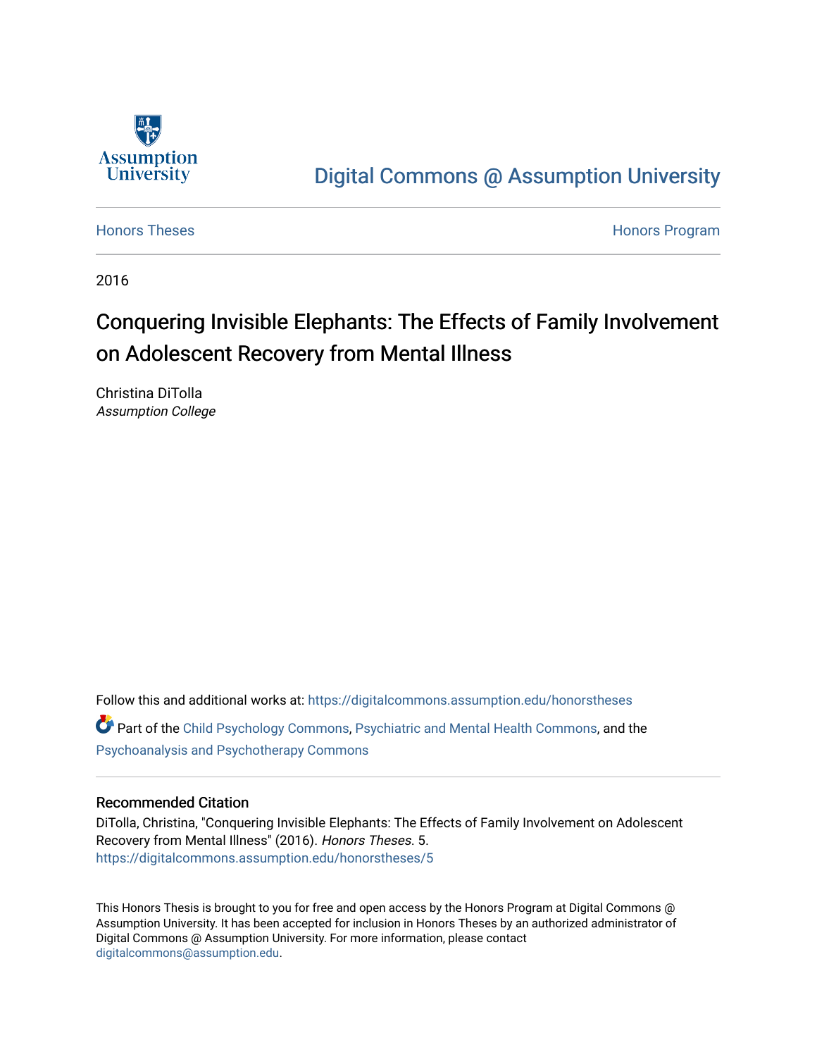Assumption University

Digital Commons @ Assumption University

Honors Theses

Honors Program

2016

# Conquering Invisible Elephants: The Effects of Family Involvement on Adolescent Recovery from Mental Illness

Christina DiTolla
*Assumption College*

Follow this and additional works at: https://digitalcommons.assumption.edu/honorstheses

Part of the Child Psychology Commons, Psychiatric and Mental Health Commons, and the Psychoanalysis and Psychotherapy Commons

## Recommended Citation

DiTolla, Christina, "Conquering Invisible Elephants: The Effects of Family Involvement on Adolescent Recovery from Mental Illness" (2016). *Honors Theses*. 5.
https://digitalcommons.assumption.edu/honorstheses/5

This Honors Thesis is brought to you for free and open access by the Honors Program at Digital Commons @ Assumption University. It has been accepted for inclusion in Honors Theses by an authorized administrator of Digital Commons @ Assumption University. For more information, please contact digitalcommons@assumption.edu.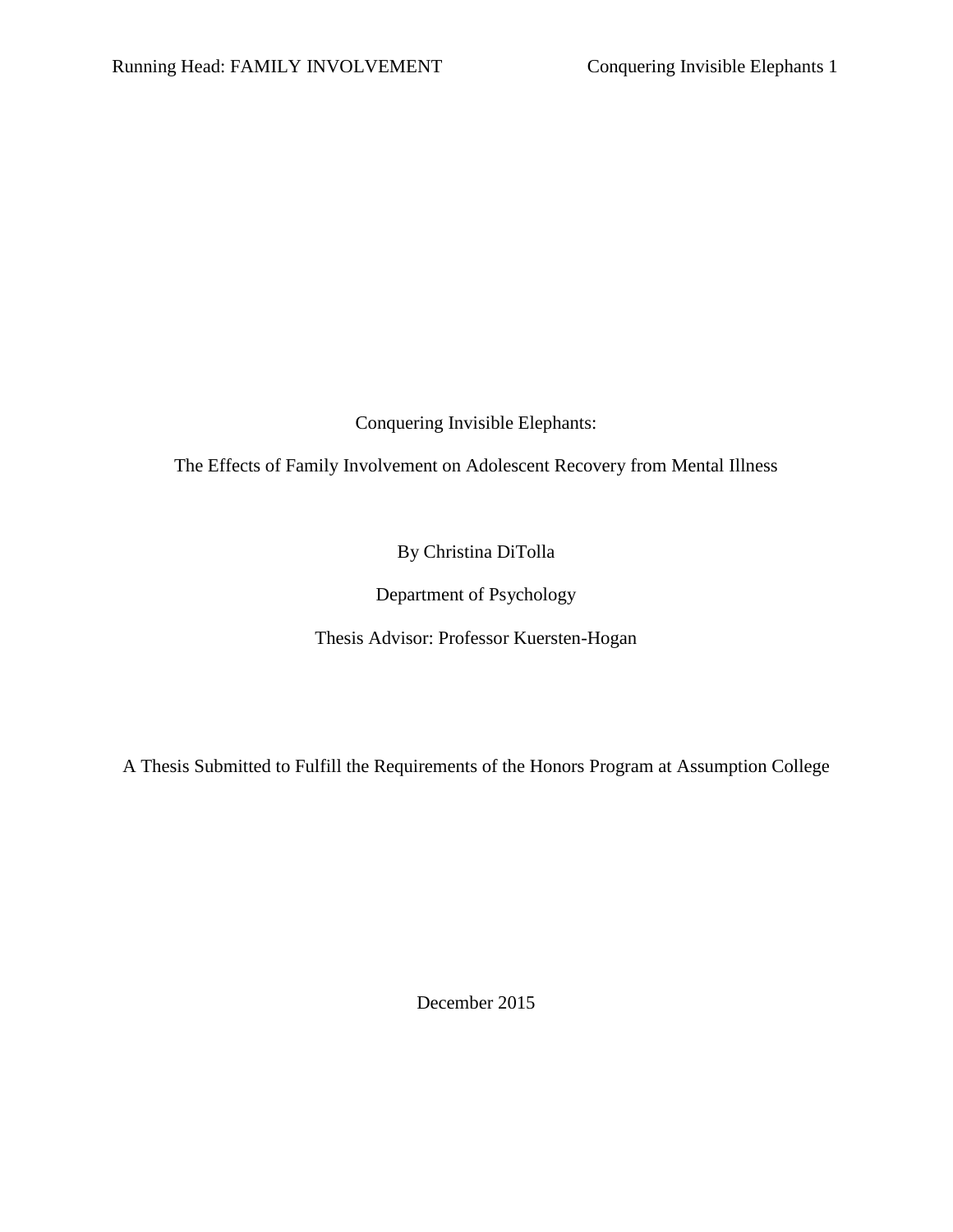Conquering Invisible Elephants:

The Effects of Family Involvement on Adolescent Recovery from Mental Illness

By Christina DiTolla

Department of Psychology

Thesis Advisor: Professor Kuersten-Hogan

A Thesis Submitted to Fulfill the Requirements of the Honors Program at Assumption College

December 2015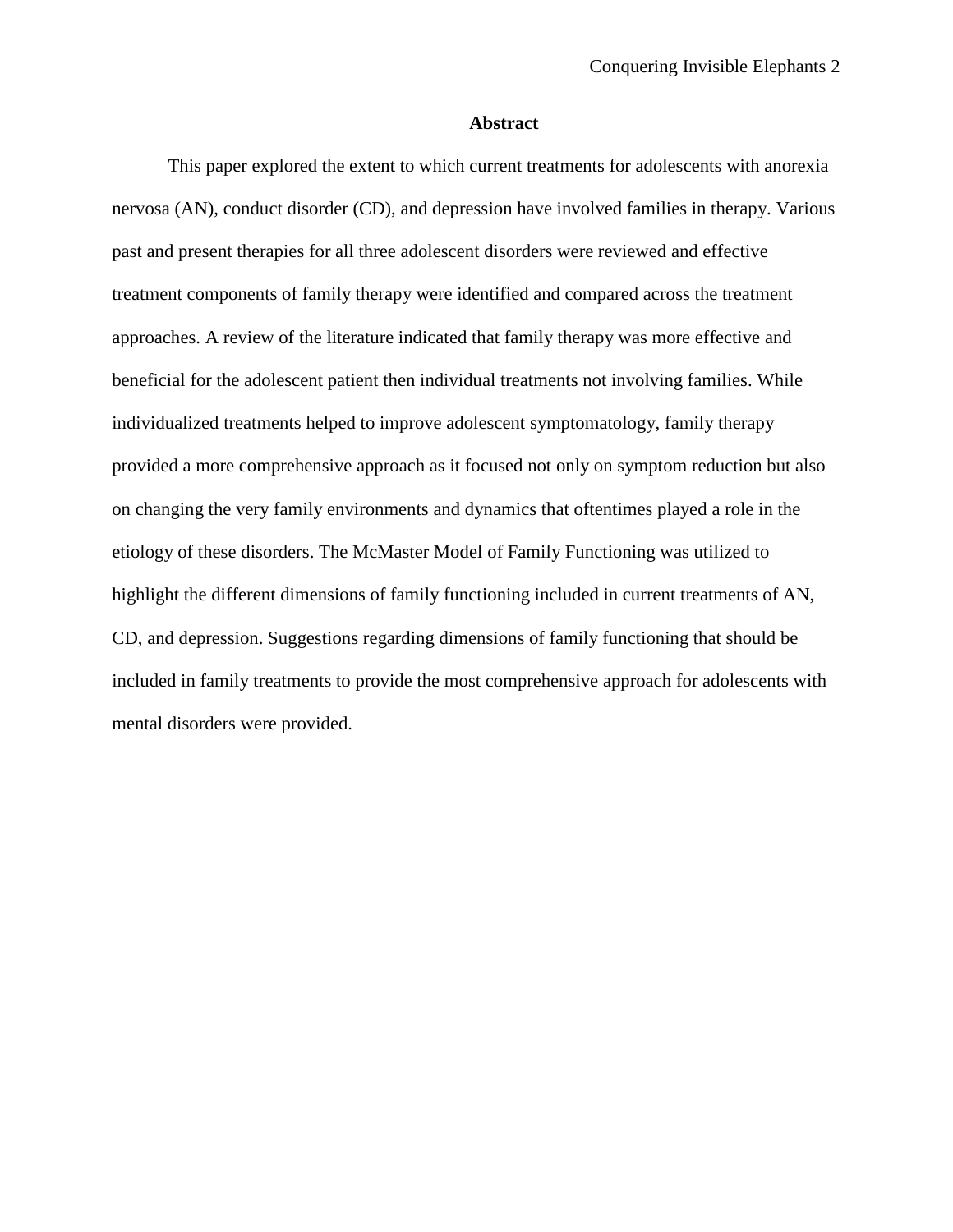## Abstract

This paper explored the extent to which current treatments for adolescents with anorexia nervosa (AN), conduct disorder (CD), and depression have involved families in therapy. Various past and present therapies for all three adolescent disorders were reviewed and effective treatment components of family therapy were identified and compared across the treatment approaches. A review of the literature indicated that family therapy was more effective and beneficial for the adolescent patient then individual treatments not involving families. While individualized treatments helped to improve adolescent symptomatology, family therapy provided a more comprehensive approach as it focused not only on symptom reduction but also on changing the very family environments and dynamics that oftentimes played a role in the etiology of these disorders. The McMaster Model of Family Functioning was utilized to highlight the different dimensions of family functioning included in current treatments of AN, CD, and depression. Suggestions regarding dimensions of family functioning that should be included in family treatments to provide the most comprehensive approach for adolescents with mental disorders were provided.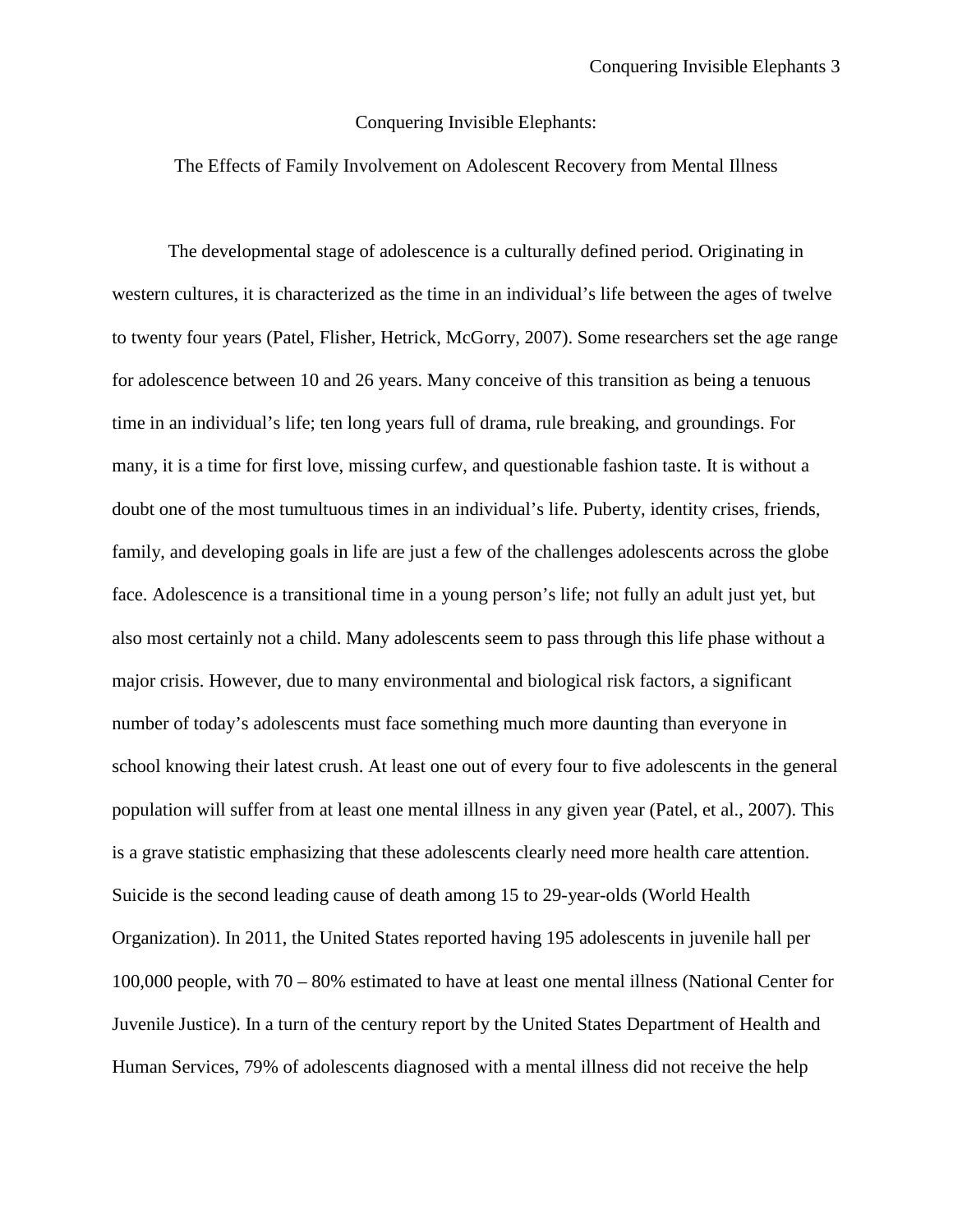# Conquering Invisible Elephants:

## The Effects of Family Involvement on Adolescent Recovery from Mental Illness

The developmental stage of adolescence is a culturally defined period. Originating in western cultures, it is characterized as the time in an individual's life between the ages of twelve to twenty four years (Patel, Flisher, Hetrick, McGorry, 2007). Some researchers set the age range for adolescence between 10 and 26 years. Many conceive of this transition as being a tenuous time in an individual's life; ten long years full of drama, rule breaking, and groundings. For many, it is a time for first love, missing curfew, and questionable fashion taste. It is without a doubt one of the most tumultuous times in an individual's life. Puberty, identity crises, friends, family, and developing goals in life are just a few of the challenges adolescents across the globe face. Adolescence is a transitional time in a young person's life; not fully an adult just yet, but also most certainly not a child. Many adolescents seem to pass through this life phase without a major crisis. However, due to many environmental and biological risk factors, a significant number of today's adolescents must face something much more daunting than everyone in school knowing their latest crush. At least one out of every four to five adolescents in the general population will suffer from at least one mental illness in any given year (Patel, et al., 2007). This is a grave statistic emphasizing that these adolescents clearly need more health care attention. Suicide is the second leading cause of death among 15 to 29-year-olds (World Health Organization). In 2011, the United States reported having 195 adolescents in juvenile hall per 100,000 people, with 70 – 80% estimated to have at least one mental illness (National Center for Juvenile Justice). In a turn of the century report by the United States Department of Health and Human Services, 79% of adolescents diagnosed with a mental illness did not receive the help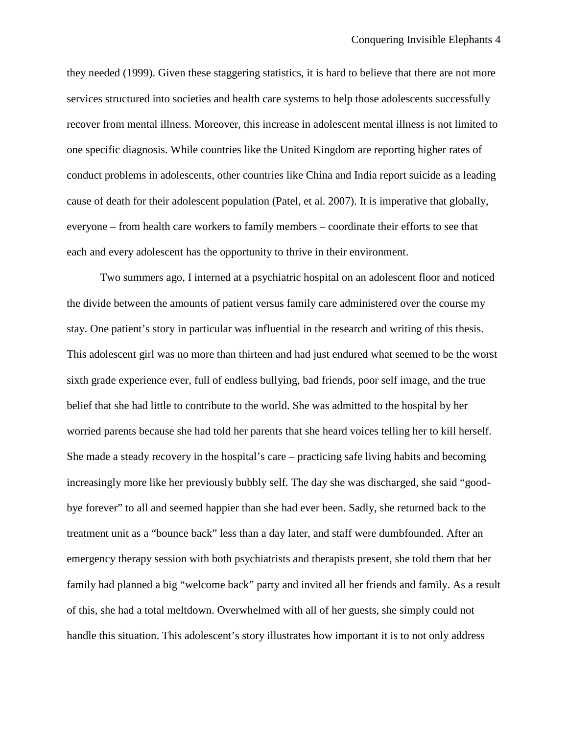they needed (1999). Given these staggering statistics, it is hard to believe that there are not more services structured into societies and health care systems to help those adolescents successfully recover from mental illness. Moreover, this increase in adolescent mental illness is not limited to one specific diagnosis. While countries like the United Kingdom are reporting higher rates of conduct problems in adolescents, other countries like China and India report suicide as a leading cause of death for their adolescent population (Patel, et al. 2007). It is imperative that globally, everyone – from health care workers to family members – coordinate their efforts to see that each and every adolescent has the opportunity to thrive in their environment.

Two summers ago, I interned at a psychiatric hospital on an adolescent floor and noticed the divide between the amounts of patient versus family care administered over the course my stay. One patient's story in particular was influential in the research and writing of this thesis. This adolescent girl was no more than thirteen and had just endured what seemed to be the worst sixth grade experience ever, full of endless bullying, bad friends, poor self image, and the true belief that she had little to contribute to the world. She was admitted to the hospital by her worried parents because she had told her parents that she heard voices telling her to kill herself. She made a steady recovery in the hospital's care – practicing safe living habits and becoming increasingly more like her previously bubbly self. The day she was discharged, she said "good-bye forever" to all and seemed happier than she had ever been. Sadly, she returned back to the treatment unit as a "bounce back" less than a day later, and staff were dumbfounded. After an emergency therapy session with both psychiatrists and therapists present, she told them that her family had planned a big "welcome back" party and invited all her friends and family. As a result of this, she had a total meltdown. Overwhelmed with all of her guests, she simply could not handle this situation. This adolescent's story illustrates how important it is to not only address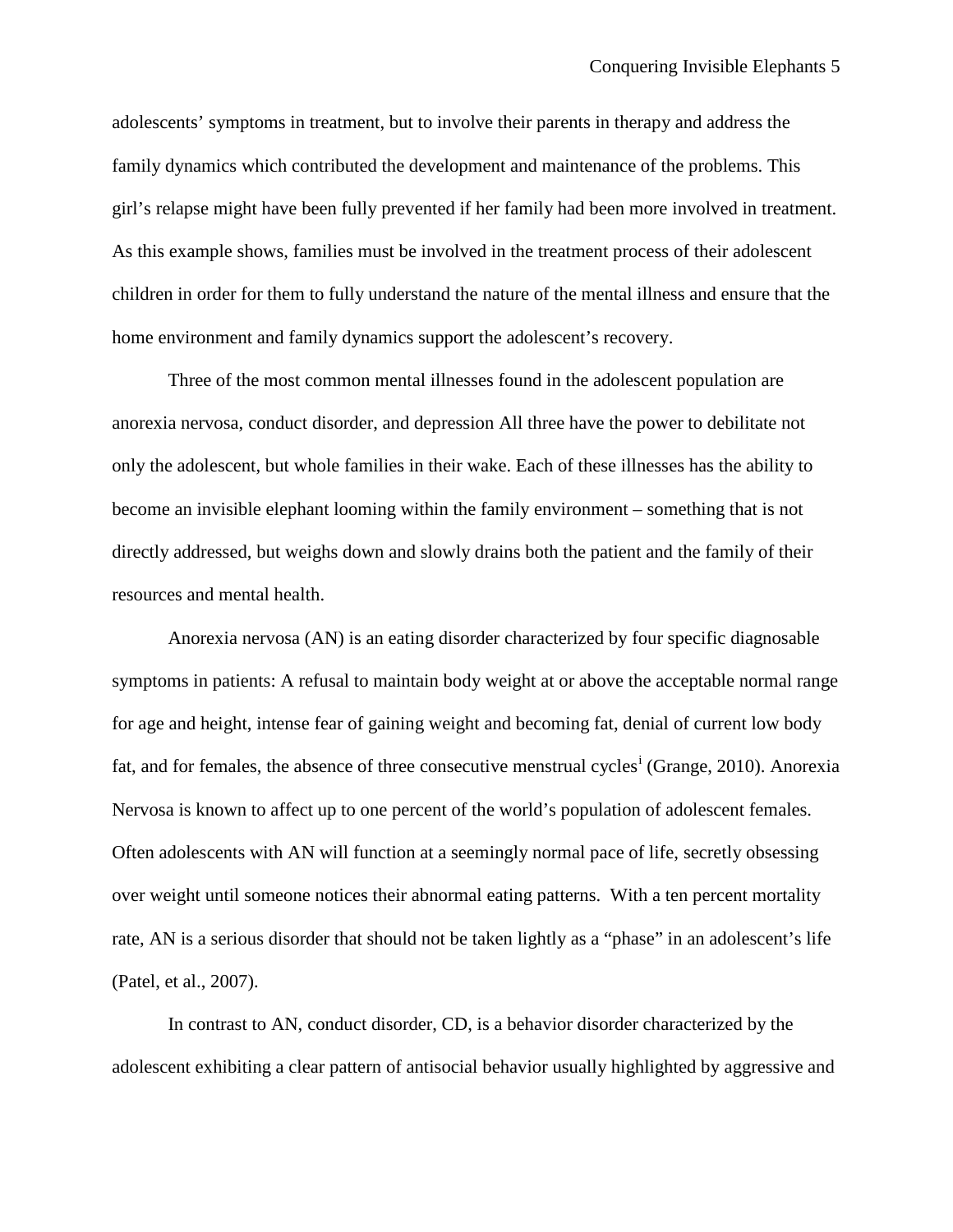adolescents' symptoms in treatment, but to involve their parents in therapy and address the family dynamics which contributed the development and maintenance of the problems. This girl's relapse might have been fully prevented if her family had been more involved in treatment. As this example shows, families must be involved in the treatment process of their adolescent children in order for them to fully understand the nature of the mental illness and ensure that the home environment and family dynamics support the adolescent's recovery.

Three of the most common mental illnesses found in the adolescent population are anorexia nervosa, conduct disorder, and depression All three have the power to debilitate not only the adolescent, but whole families in their wake. Each of these illnesses has the ability to become an invisible elephant looming within the family environment – something that is not directly addressed, but weighs down and slowly drains both the patient and the family of their resources and mental health.

Anorexia nervosa (AN) is an eating disorder characterized by four specific diagnosable symptoms in patients: A refusal to maintain body weight at or above the acceptable normal range for age and height, intense fear of gaining weight and becoming fat, denial of current low body fat, and for females, the absence of three consecutive menstrual cycles[i] (Grange, 2010). Anorexia Nervosa is known to affect up to one percent of the world's population of adolescent females. Often adolescents with AN will function at a seemingly normal pace of life, secretly obsessing over weight until someone notices their abnormal eating patterns. With a ten percent mortality rate, AN is a serious disorder that should not be taken lightly as a "phase" in an adolescent's life (Patel, et al., 2007).

In contrast to AN, conduct disorder, CD, is a behavior disorder characterized by the adolescent exhibiting a clear pattern of antisocial behavior usually highlighted by aggressive and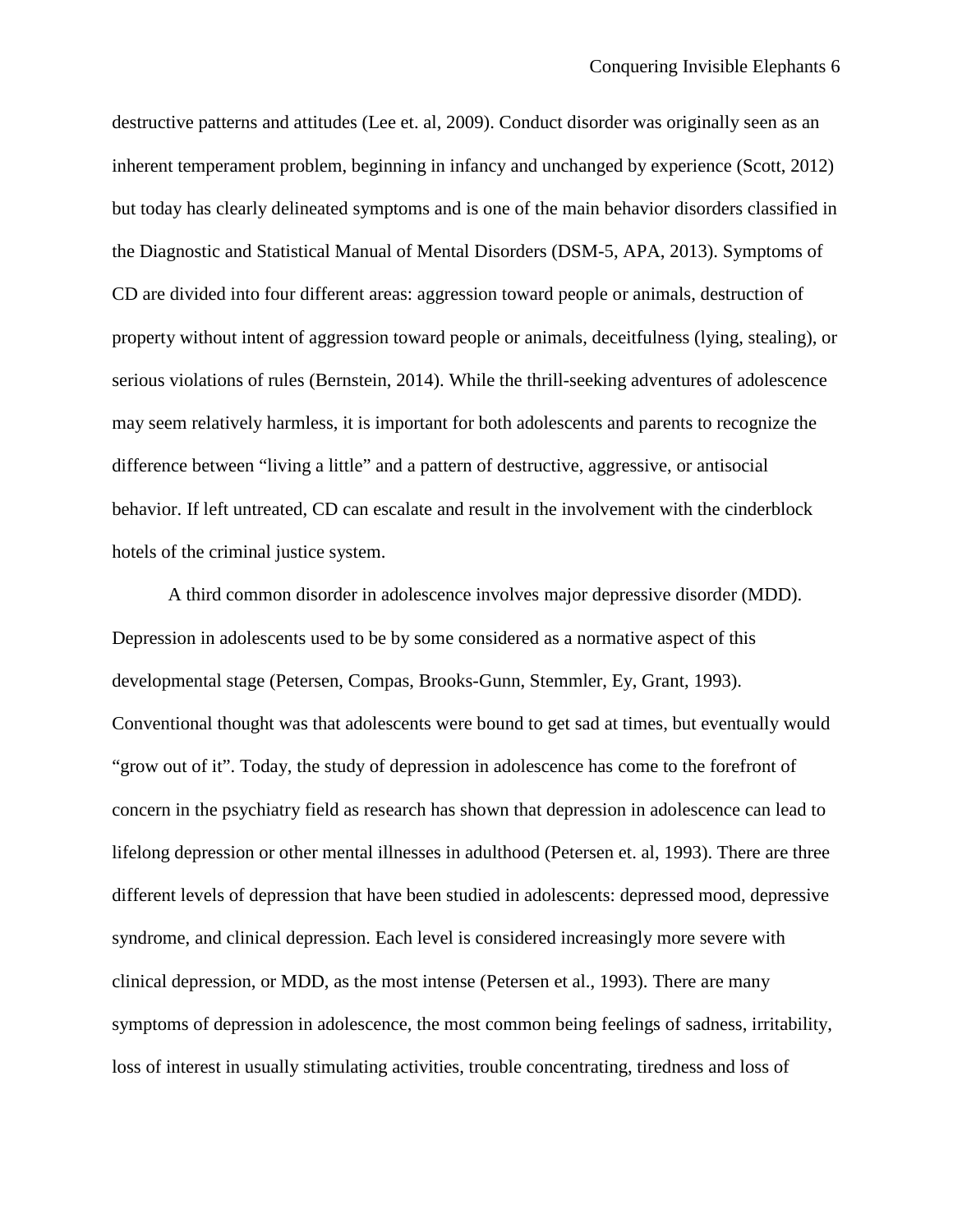destructive patterns and attitudes (Lee et. al, 2009). Conduct disorder was originally seen as an inherent temperament problem, beginning in infancy and unchanged by experience (Scott, 2012) but today has clearly delineated symptoms and is one of the main behavior disorders classified in the Diagnostic and Statistical Manual of Mental Disorders (DSM-5, APA, 2013). Symptoms of CD are divided into four different areas: aggression toward people or animals, destruction of property without intent of aggression toward people or animals, deceitfulness (lying, stealing), or serious violations of rules (Bernstein, 2014). While the thrill-seeking adventures of adolescence may seem relatively harmless, it is important for both adolescents and parents to recognize the difference between "living a little" and a pattern of destructive, aggressive, or antisocial behavior. If left untreated, CD can escalate and result in the involvement with the cinderblock hotels of the criminal justice system.

A third common disorder in adolescence involves major depressive disorder (MDD). Depression in adolescents used to be by some considered as a normative aspect of this developmental stage (Petersen, Compas, Brooks-Gunn, Stemmler, Ey, Grant, 1993). Conventional thought was that adolescents were bound to get sad at times, but eventually would "grow out of it". Today, the study of depression in adolescence has come to the forefront of concern in the psychiatry field as research has shown that depression in adolescence can lead to lifelong depression or other mental illnesses in adulthood (Petersen et. al, 1993). There are three different levels of depression that have been studied in adolescents: depressed mood, depressive syndrome, and clinical depression. Each level is considered increasingly more severe with clinical depression, or MDD, as the most intense (Petersen et al., 1993). There are many symptoms of depression in adolescence, the most common being feelings of sadness, irritability, loss of interest in usually stimulating activities, trouble concentrating, tiredness and loss of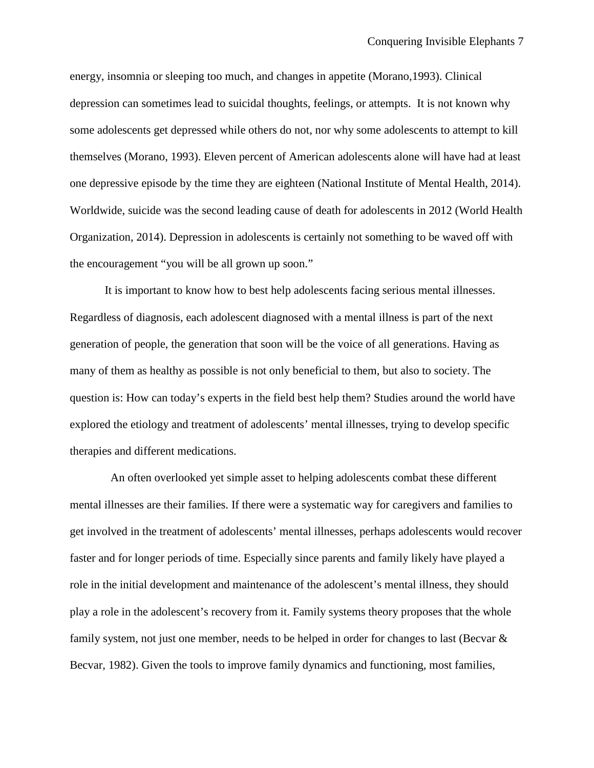energy, insomnia or sleeping too much, and changes in appetite (Morano,1993). Clinical depression can sometimes lead to suicidal thoughts, feelings, or attempts. It is not known why some adolescents get depressed while others do not, nor why some adolescents to attempt to kill themselves (Morano, 1993). Eleven percent of American adolescents alone will have had at least one depressive episode by the time they are eighteen (National Institute of Mental Health, 2014). Worldwide, suicide was the second leading cause of death for adolescents in 2012 (World Health Organization, 2014). Depression in adolescents is certainly not something to be waved off with the encouragement "you will be all grown up soon."

It is important to know how to best help adolescents facing serious mental illnesses. Regardless of diagnosis, each adolescent diagnosed with a mental illness is part of the next generation of people, the generation that soon will be the voice of all generations. Having as many of them as healthy as possible is not only beneficial to them, but also to society. The question is: How can today's experts in the field best help them? Studies around the world have explored the etiology and treatment of adolescents' mental illnesses, trying to develop specific therapies and different medications.

An often overlooked yet simple asset to helping adolescents combat these different mental illnesses are their families. If there were a systematic way for caregivers and families to get involved in the treatment of adolescents' mental illnesses, perhaps adolescents would recover faster and for longer periods of time. Especially since parents and family likely have played a role in the initial development and maintenance of the adolescent's mental illness, they should play a role in the adolescent's recovery from it. Family systems theory proposes that the whole family system, not just one member, needs to be helped in order for changes to last (Becvar & Becvar, 1982). Given the tools to improve family dynamics and functioning, most families,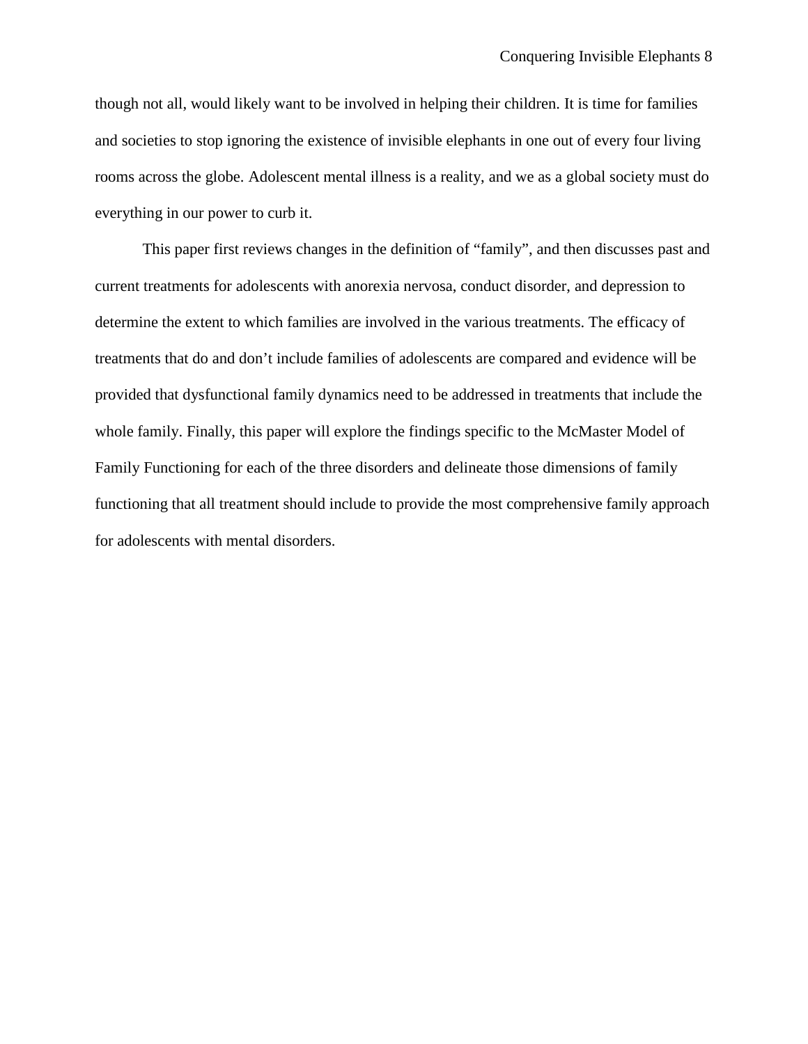though not all, would likely want to be involved in helping their children. It is time for families and societies to stop ignoring the existence of invisible elephants in one out of every four living rooms across the globe. Adolescent mental illness is a reality, and we as a global society must do everything in our power to curb it.

This paper first reviews changes in the definition of "family", and then discusses past and current treatments for adolescents with anorexia nervosa, conduct disorder, and depression to determine the extent to which families are involved in the various treatments. The efficacy of treatments that do and don't include families of adolescents are compared and evidence will be provided that dysfunctional family dynamics need to be addressed in treatments that include the whole family. Finally, this paper will explore the findings specific to the McMaster Model of Family Functioning for each of the three disorders and delineate those dimensions of family functioning that all treatment should include to provide the most comprehensive family approach for adolescents with mental disorders.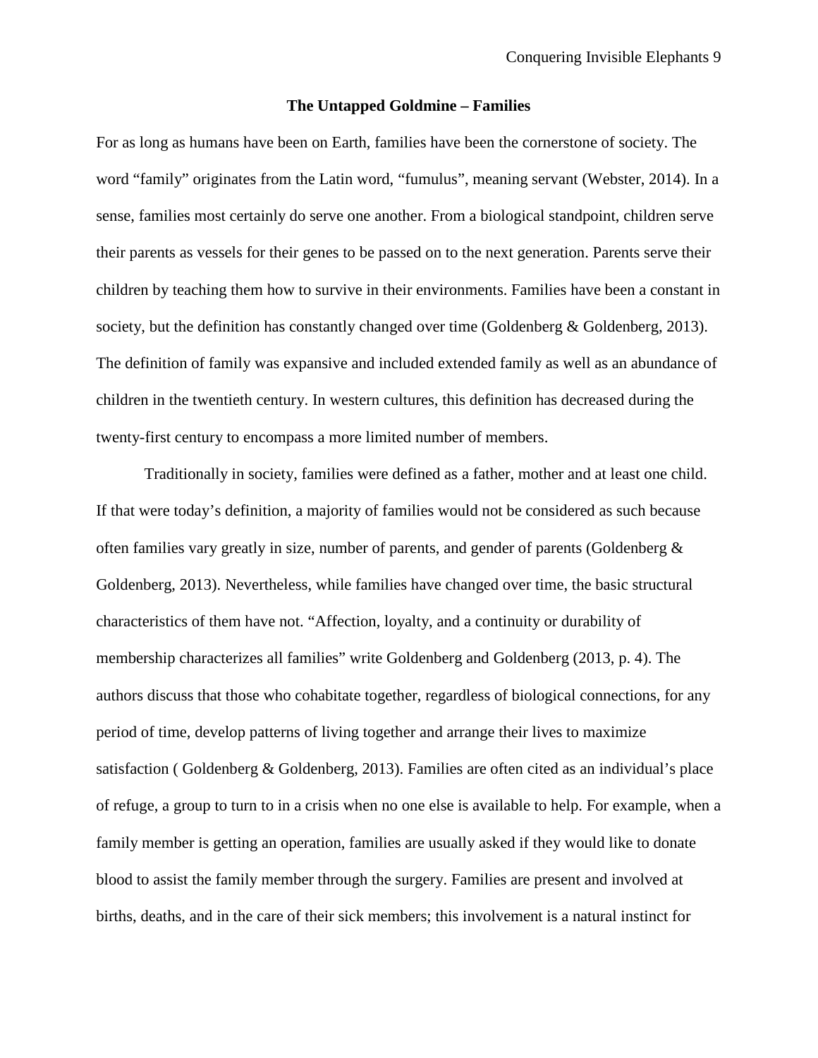## The Untapped Goldmine – Families

For as long as humans have been on Earth, families have been the cornerstone of society. The word "family" originates from the Latin word, "fumulus", meaning servant (Webster, 2014). In a sense, families most certainly do serve one another. From a biological standpoint, children serve their parents as vessels for their genes to be passed on to the next generation. Parents serve their children by teaching them how to survive in their environments. Families have been a constant in society, but the definition has constantly changed over time (Goldenberg & Goldenberg, 2013). The definition of family was expansive and included extended family as well as an abundance of children in the twentieth century. In western cultures, this definition has decreased during the twenty-first century to encompass a more limited number of members.

Traditionally in society, families were defined as a father, mother and at least one child. If that were today's definition, a majority of families would not be considered as such because often families vary greatly in size, number of parents, and gender of parents (Goldenberg & Goldenberg, 2013). Nevertheless, while families have changed over time, the basic structural characteristics of them have not. "Affection, loyalty, and a continuity or durability of membership characterizes all families" write Goldenberg and Goldenberg (2013, p. 4). The authors discuss that those who cohabitate together, regardless of biological connections, for any period of time, develop patterns of living together and arrange their lives to maximize satisfaction ( Goldenberg & Goldenberg, 2013). Families are often cited as an individual's place of refuge, a group to turn to in a crisis when no one else is available to help. For example, when a family member is getting an operation, families are usually asked if they would like to donate blood to assist the family member through the surgery. Families are present and involved at births, deaths, and in the care of their sick members; this involvement is a natural instinct for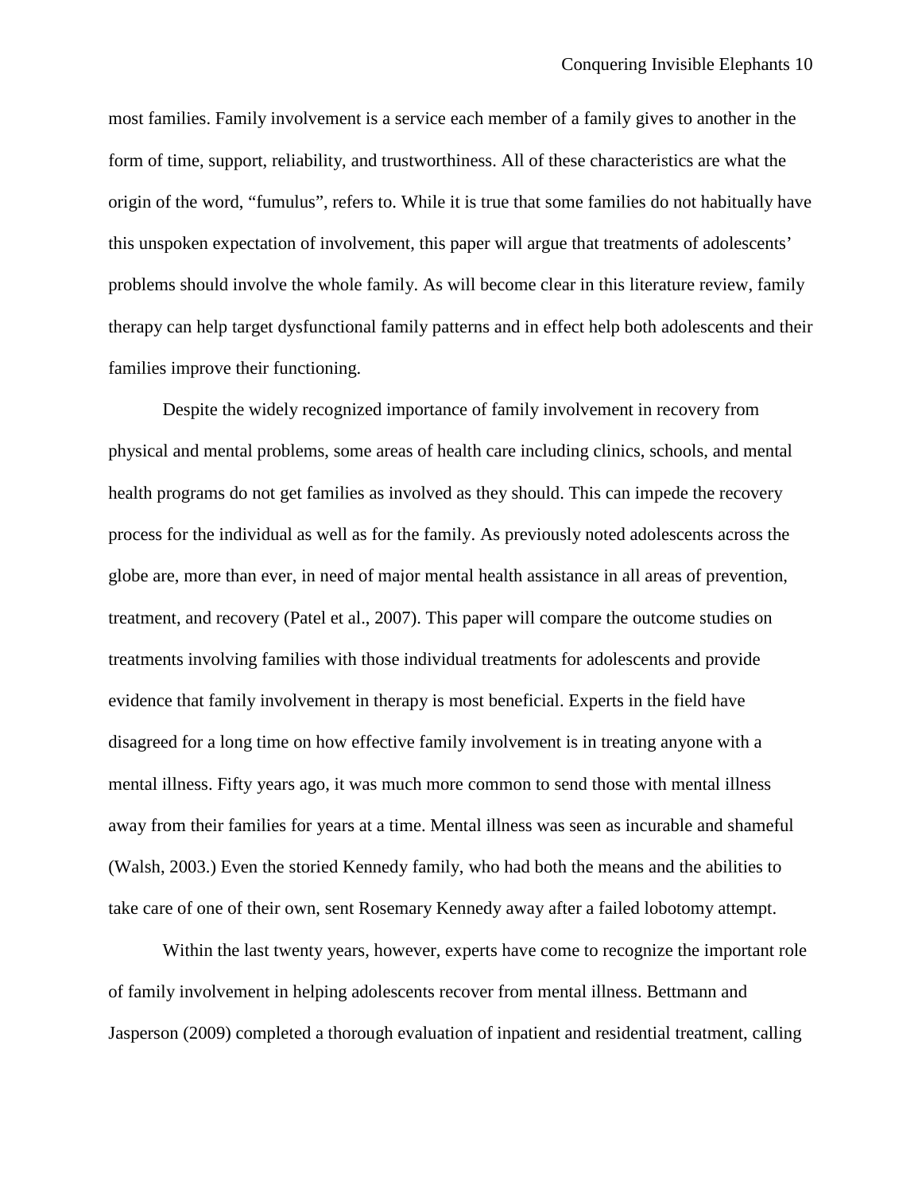most families. Family involvement is a service each member of a family gives to another in the form of time, support, reliability, and trustworthiness. All of these characteristics are what the origin of the word, "fumulus", refers to. While it is true that some families do not habitually have this unspoken expectation of involvement, this paper will argue that treatments of adolescents' problems should involve the whole family. As will become clear in this literature review, family therapy can help target dysfunctional family patterns and in effect help both adolescents and their families improve their functioning.

Despite the widely recognized importance of family involvement in recovery from physical and mental problems, some areas of health care including clinics, schools, and mental health programs do not get families as involved as they should. This can impede the recovery process for the individual as well as for the family. As previously noted adolescents across the globe are, more than ever, in need of major mental health assistance in all areas of prevention, treatment, and recovery (Patel et al., 2007). This paper will compare the outcome studies on treatments involving families with those individual treatments for adolescents and provide evidence that family involvement in therapy is most beneficial. Experts in the field have disagreed for a long time on how effective family involvement is in treating anyone with a mental illness. Fifty years ago, it was much more common to send those with mental illness away from their families for years at a time. Mental illness was seen as incurable and shameful (Walsh, 2003.) Even the storied Kennedy family, who had both the means and the abilities to take care of one of their own, sent Rosemary Kennedy away after a failed lobotomy attempt.

Within the last twenty years, however, experts have come to recognize the important role of family involvement in helping adolescents recover from mental illness. Bettmann and Jasperson (2009) completed a thorough evaluation of inpatient and residential treatment, calling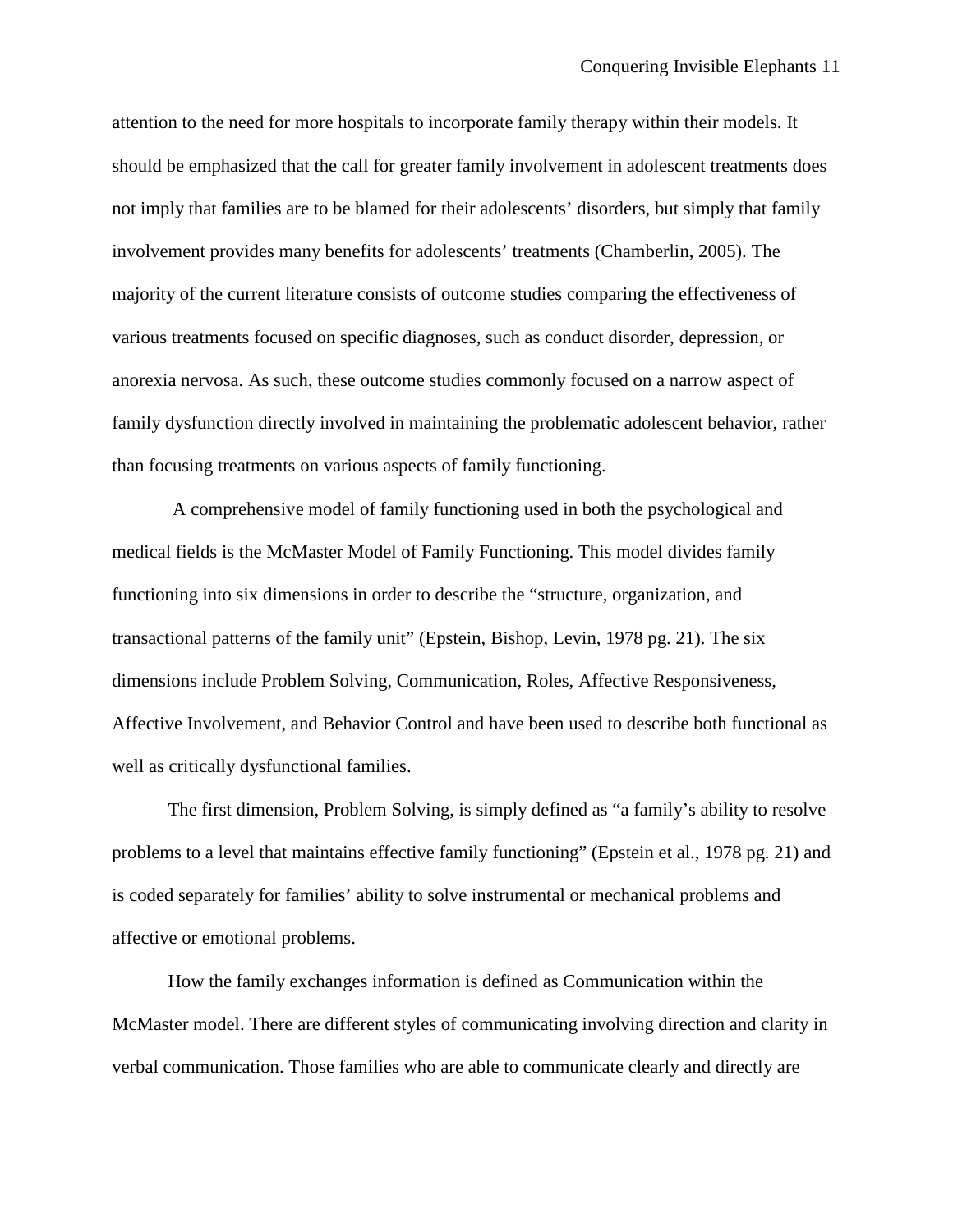attention to the need for more hospitals to incorporate family therapy within their models. It should be emphasized that the call for greater family involvement in adolescent treatments does not imply that families are to be blamed for their adolescents' disorders, but simply that family involvement provides many benefits for adolescents' treatments (Chamberlin, 2005). The majority of the current literature consists of outcome studies comparing the effectiveness of various treatments focused on specific diagnoses, such as conduct disorder, depression, or anorexia nervosa. As such, these outcome studies commonly focused on a narrow aspect of family dysfunction directly involved in maintaining the problematic adolescent behavior, rather than focusing treatments on various aspects of family functioning.

A comprehensive model of family functioning used in both the psychological and medical fields is the McMaster Model of Family Functioning. This model divides family functioning into six dimensions in order to describe the "structure, organization, and transactional patterns of the family unit" (Epstein, Bishop, Levin, 1978 pg. 21). The six dimensions include Problem Solving, Communication, Roles, Affective Responsiveness, Affective Involvement, and Behavior Control and have been used to describe both functional as well as critically dysfunctional families.

The first dimension, Problem Solving, is simply defined as "a family's ability to resolve problems to a level that maintains effective family functioning" (Epstein et al., 1978 pg. 21) and is coded separately for families' ability to solve instrumental or mechanical problems and affective or emotional problems.

How the family exchanges information is defined as Communication within the McMaster model. There are different styles of communicating involving direction and clarity in verbal communication. Those families who are able to communicate clearly and directly are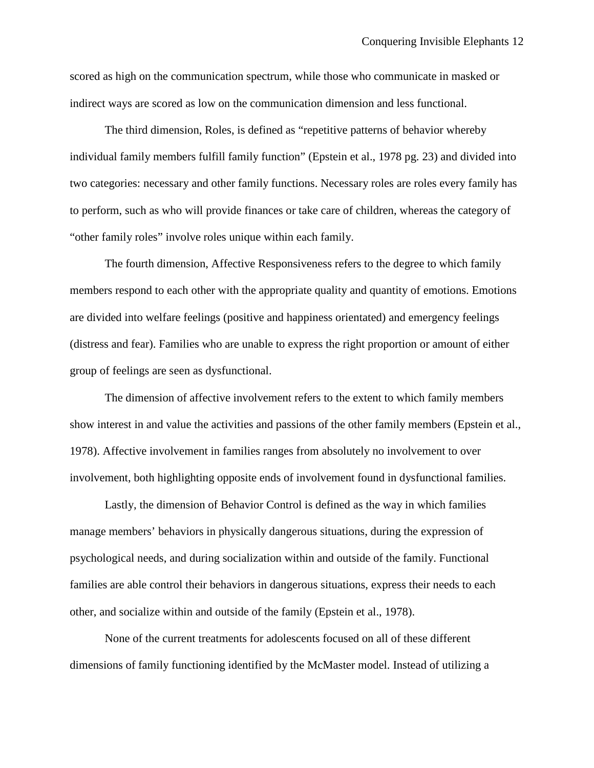scored as high on the communication spectrum, while those who communicate in masked or indirect ways are scored as low on the communication dimension and less functional.

The third dimension, Roles, is defined as "repetitive patterns of behavior whereby individual family members fulfill family function" (Epstein et al., 1978 pg. 23) and divided into two categories: necessary and other family functions. Necessary roles are roles every family has to perform, such as who will provide finances or take care of children, whereas the category of "other family roles" involve roles unique within each family.

The fourth dimension, Affective Responsiveness refers to the degree to which family members respond to each other with the appropriate quality and quantity of emotions. Emotions are divided into welfare feelings (positive and happiness orientated) and emergency feelings (distress and fear). Families who are unable to express the right proportion or amount of either group of feelings are seen as dysfunctional.

The dimension of affective involvement refers to the extent to which family members show interest in and value the activities and passions of the other family members (Epstein et al., 1978). Affective involvement in families ranges from absolutely no involvement to over involvement, both highlighting opposite ends of involvement found in dysfunctional families.

Lastly, the dimension of Behavior Control is defined as the way in which families manage members' behaviors in physically dangerous situations, during the expression of psychological needs, and during socialization within and outside of the family. Functional families are able control their behaviors in dangerous situations, express their needs to each other, and socialize within and outside of the family (Epstein et al., 1978).

None of the current treatments for adolescents focused on all of these different dimensions of family functioning identified by the McMaster model. Instead of utilizing a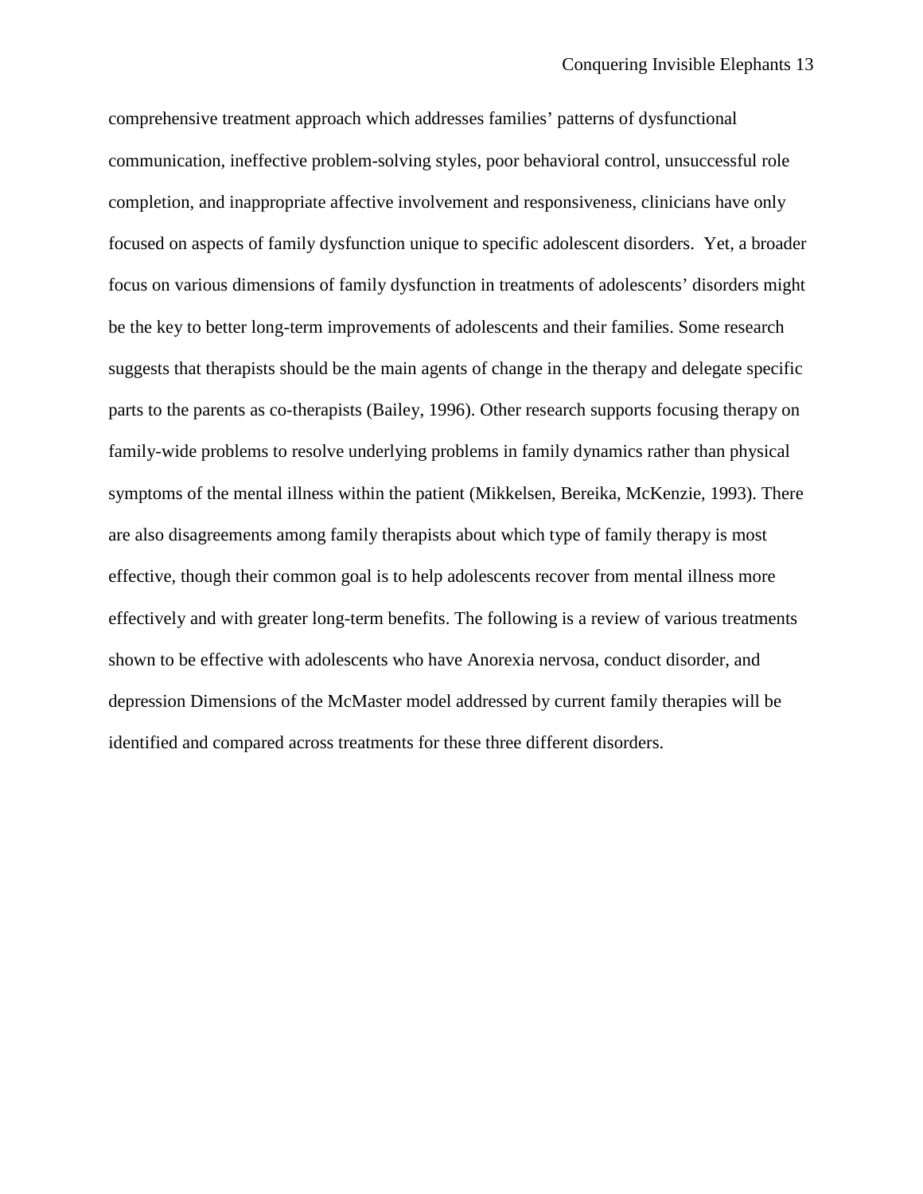comprehensive treatment approach which addresses families' patterns of dysfunctional communication, ineffective problem-solving styles, poor behavioral control, unsuccessful role completion, and inappropriate affective involvement and responsiveness, clinicians have only focused on aspects of family dysfunction unique to specific adolescent disorders. Yet, a broader focus on various dimensions of family dysfunction in treatments of adolescents' disorders might be the key to better long-term improvements of adolescents and their families. Some research suggests that therapists should be the main agents of change in the therapy and delegate specific parts to the parents as co-therapists (Bailey, 1996). Other research supports focusing therapy on family-wide problems to resolve underlying problems in family dynamics rather than physical symptoms of the mental illness within the patient (Mikkelsen, Bereika, McKenzie, 1993). There are also disagreements among family therapists about which type of family therapy is most effective, though their common goal is to help adolescents recover from mental illness more effectively and with greater long-term benefits. The following is a review of various treatments shown to be effective with adolescents who have Anorexia nervosa, conduct disorder, and depression Dimensions of the McMaster model addressed by current family therapies will be identified and compared across treatments for these three different disorders.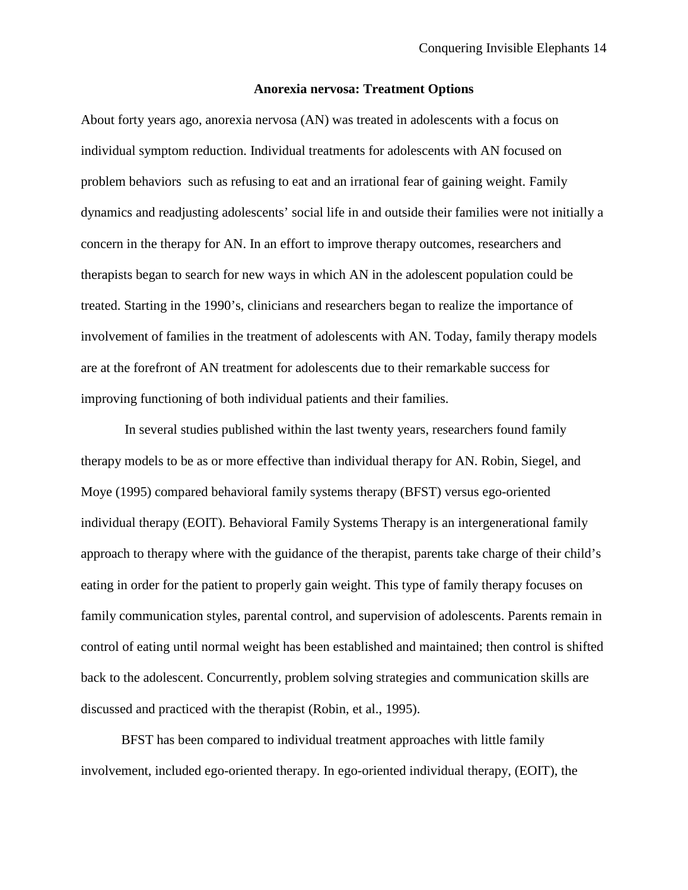## Anorexia nervosa: Treatment Options

About forty years ago, anorexia nervosa (AN) was treated in adolescents with a focus on individual symptom reduction. Individual treatments for adolescents with AN focused on problem behaviors such as refusing to eat and an irrational fear of gaining weight. Family dynamics and readjusting adolescents' social life in and outside their families were not initially a concern in the therapy for AN. In an effort to improve therapy outcomes, researchers and therapists began to search for new ways in which AN in the adolescent population could be treated. Starting in the 1990's, clinicians and researchers began to realize the importance of involvement of families in the treatment of adolescents with AN. Today, family therapy models are at the forefront of AN treatment for adolescents due to their remarkable success for improving functioning of both individual patients and their families.

In several studies published within the last twenty years, researchers found family therapy models to be as or more effective than individual therapy for AN. Robin, Siegel, and Moye (1995) compared behavioral family systems therapy (BFST) versus ego-oriented individual therapy (EOIT). Behavioral Family Systems Therapy is an intergenerational family approach to therapy where with the guidance of the therapist, parents take charge of their child's eating in order for the patient to properly gain weight. This type of family therapy focuses on family communication styles, parental control, and supervision of adolescents. Parents remain in control of eating until normal weight has been established and maintained; then control is shifted back to the adolescent. Concurrently, problem solving strategies and communication skills are discussed and practiced with the therapist (Robin, et al., 1995).

BFST has been compared to individual treatment approaches with little family involvement, included ego-oriented therapy. In ego-oriented individual therapy, (EOIT), the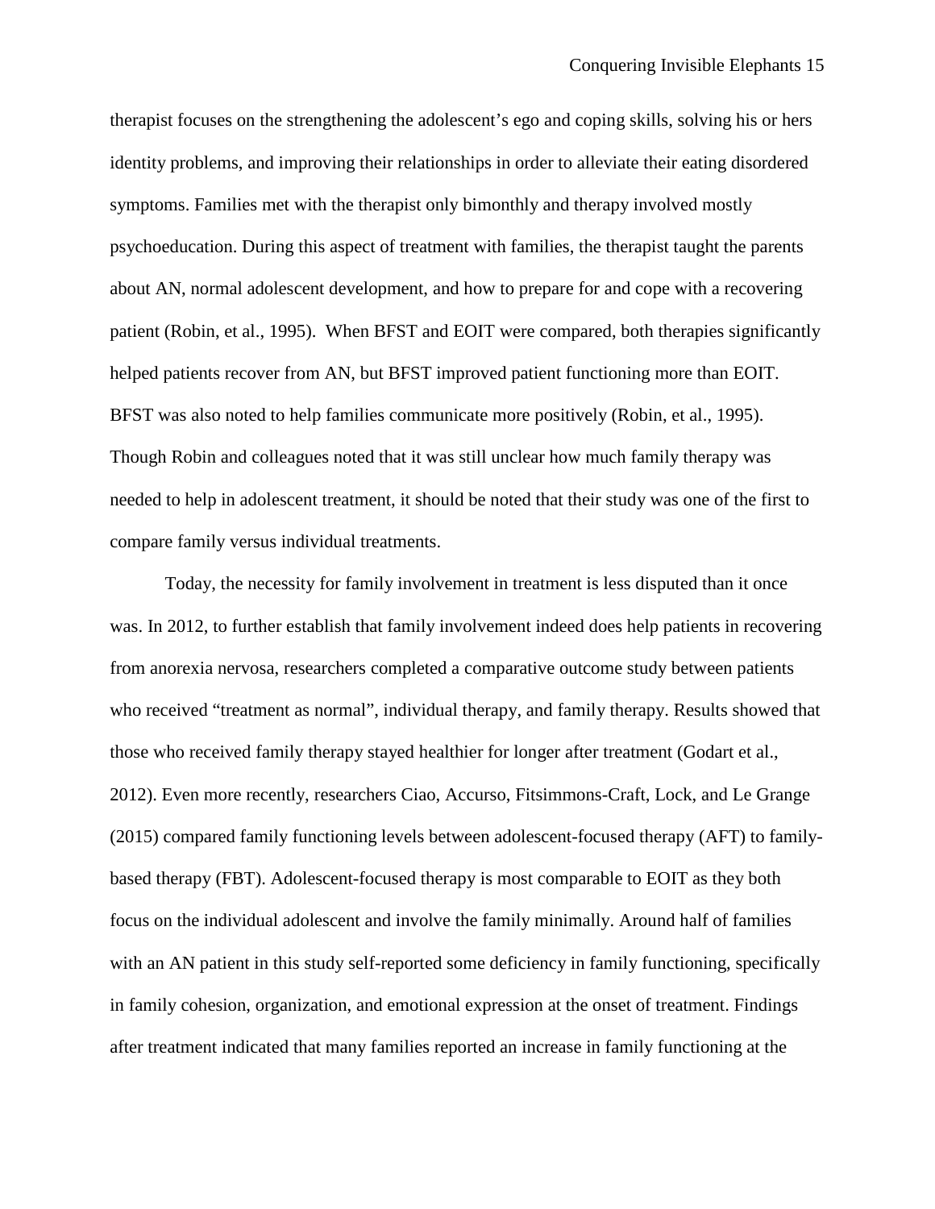therapist focuses on the strengthening the adolescent's ego and coping skills, solving his or hers identity problems, and improving their relationships in order to alleviate their eating disordered symptoms. Families met with the therapist only bimonthly and therapy involved mostly psychoeducation. During this aspect of treatment with families, the therapist taught the parents about AN, normal adolescent development, and how to prepare for and cope with a recovering patient (Robin, et al., 1995). When BFST and EOIT were compared, both therapies significantly helped patients recover from AN, but BFST improved patient functioning more than EOIT. BFST was also noted to help families communicate more positively (Robin, et al., 1995). Though Robin and colleagues noted that it was still unclear how much family therapy was needed to help in adolescent treatment, it should be noted that their study was one of the first to compare family versus individual treatments.

Today, the necessity for family involvement in treatment is less disputed than it once was. In 2012, to further establish that family involvement indeed does help patients in recovering from anorexia nervosa, researchers completed a comparative outcome study between patients who received "treatment as normal", individual therapy, and family therapy. Results showed that those who received family therapy stayed healthier for longer after treatment (Godart et al., 2012). Even more recently, researchers Ciao, Accurso, Fitsimmons-Craft, Lock, and Le Grange (2015) compared family functioning levels between adolescent-focused therapy (AFT) to family-based therapy (FBT). Adolescent-focused therapy is most comparable to EOIT as they both focus on the individual adolescent and involve the family minimally. Around half of families with an AN patient in this study self-reported some deficiency in family functioning, specifically in family cohesion, organization, and emotional expression at the onset of treatment. Findings after treatment indicated that many families reported an increase in family functioning at the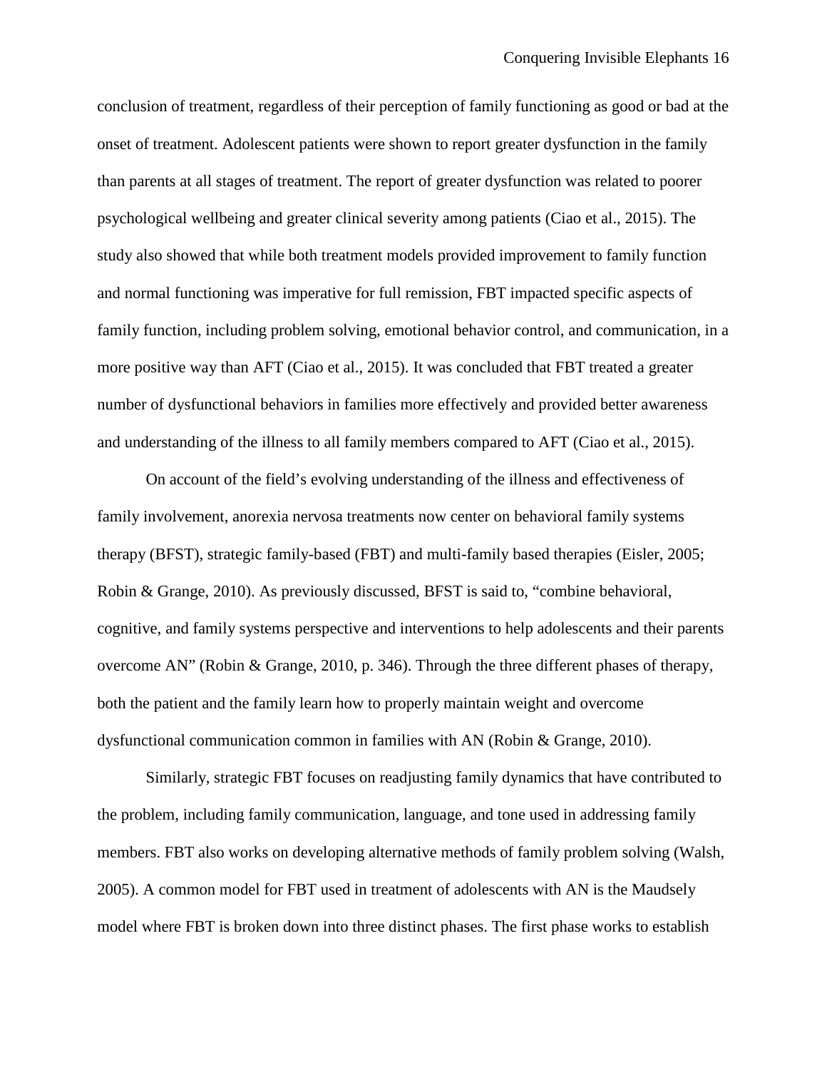conclusion of treatment, regardless of their perception of family functioning as good or bad at the onset of treatment. Adolescent patients were shown to report greater dysfunction in the family than parents at all stages of treatment. The report of greater dysfunction was related to poorer psychological wellbeing and greater clinical severity among patients (Ciao et al., 2015). The study also showed that while both treatment models provided improvement to family function and normal functioning was imperative for full remission, FBT impacted specific aspects of family function, including problem solving, emotional behavior control, and communication, in a more positive way than AFT (Ciao et al., 2015). It was concluded that FBT treated a greater number of dysfunctional behaviors in families more effectively and provided better awareness and understanding of the illness to all family members compared to AFT (Ciao et al., 2015).

On account of the field's evolving understanding of the illness and effectiveness of family involvement, anorexia nervosa treatments now center on behavioral family systems therapy (BFST), strategic family-based (FBT) and multi-family based therapies (Eisler, 2005; Robin & Grange, 2010). As previously discussed, BFST is said to, "combine behavioral, cognitive, and family systems perspective and interventions to help adolescents and their parents overcome AN" (Robin & Grange, 2010, p. 346). Through the three different phases of therapy, both the patient and the family learn how to properly maintain weight and overcome dysfunctional communication common in families with AN (Robin & Grange, 2010).

Similarly, strategic FBT focuses on readjusting family dynamics that have contributed to the problem, including family communication, language, and tone used in addressing family members. FBT also works on developing alternative methods of family problem solving (Walsh, 2005). A common model for FBT used in treatment of adolescents with AN is the Maudsely model where FBT is broken down into three distinct phases. The first phase works to establish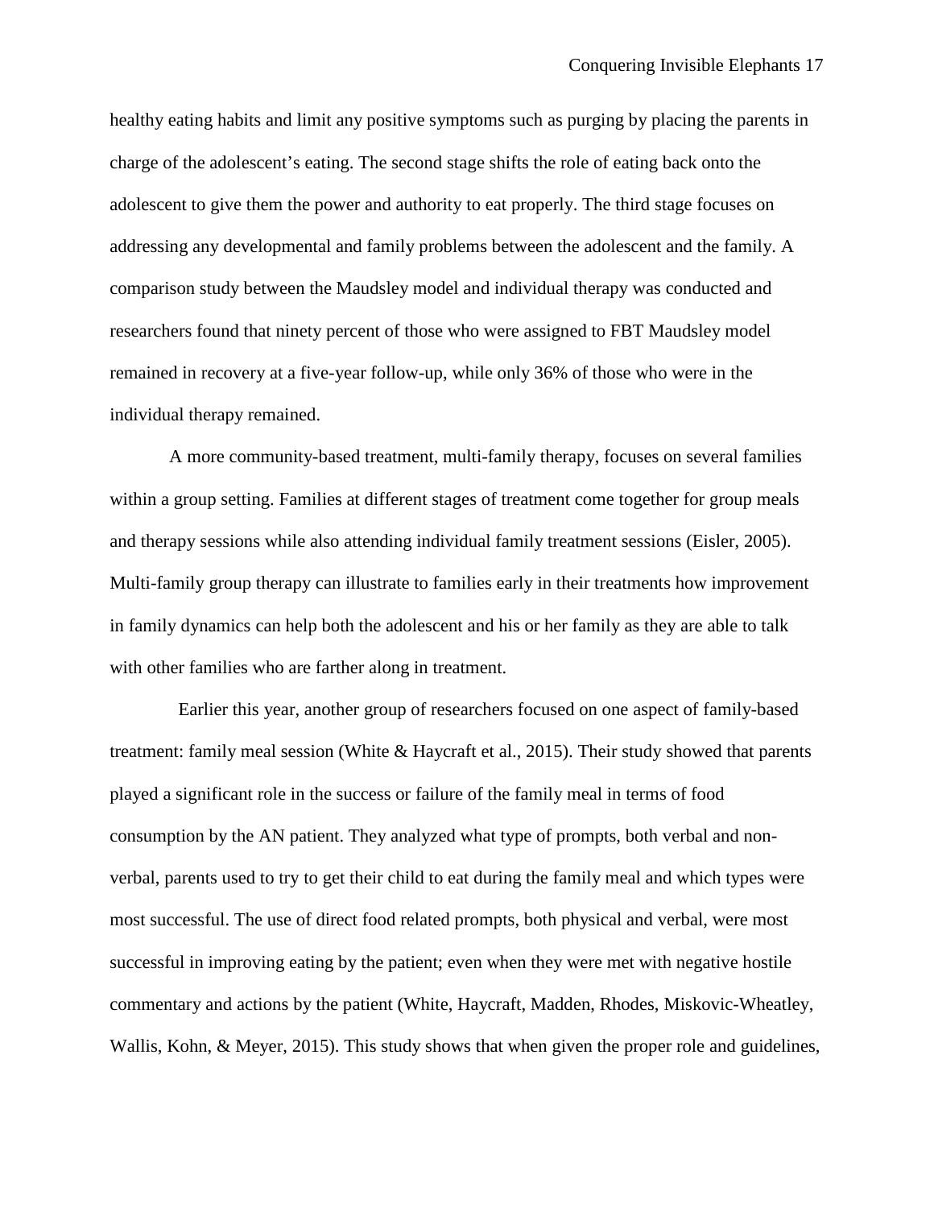healthy eating habits and limit any positive symptoms such as purging by placing the parents in charge of the adolescent's eating. The second stage shifts the role of eating back onto the adolescent to give them the power and authority to eat properly. The third stage focuses on addressing any developmental and family problems between the adolescent and the family. A comparison study between the Maudsley model and individual therapy was conducted and researchers found that ninety percent of those who were assigned to FBT Maudsley model remained in recovery at a five-year follow-up, while only 36% of those who were in the individual therapy remained.

A more community-based treatment, multi-family therapy, focuses on several families within a group setting. Families at different stages of treatment come together for group meals and therapy sessions while also attending individual family treatment sessions (Eisler, 2005). Multi-family group therapy can illustrate to families early in their treatments how improvement in family dynamics can help both the adolescent and his or her family as they are able to talk with other families who are farther along in treatment.

Earlier this year, another group of researchers focused on one aspect of family-based treatment: family meal session (White & Haycraft et al., 2015). Their study showed that parents played a significant role in the success or failure of the family meal in terms of food consumption by the AN patient. They analyzed what type of prompts, both verbal and non-verbal, parents used to try to get their child to eat during the family meal and which types were most successful. The use of direct food related prompts, both physical and verbal, were most successful in improving eating by the patient; even when they were met with negative hostile commentary and actions by the patient (White, Haycraft, Madden, Rhodes, Miskovic-Wheatley, Wallis, Kohn, & Meyer, 2015). This study shows that when given the proper role and guidelines,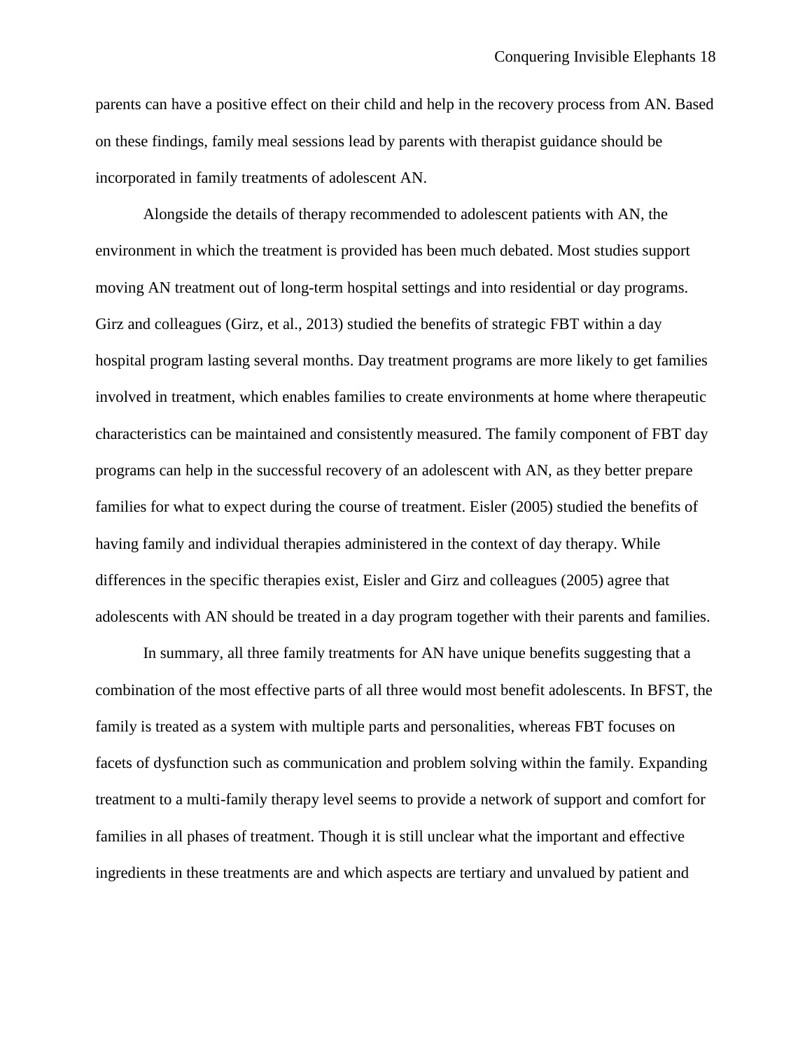parents can have a positive effect on their child and help in the recovery process from AN. Based on these findings, family meal sessions lead by parents with therapist guidance should be incorporated in family treatments of adolescent AN.

Alongside the details of therapy recommended to adolescent patients with AN, the environment in which the treatment is provided has been much debated. Most studies support moving AN treatment out of long-term hospital settings and into residential or day programs. Girz and colleagues (Girz, et al., 2013) studied the benefits of strategic FBT within a day hospital program lasting several months. Day treatment programs are more likely to get families involved in treatment, which enables families to create environments at home where therapeutic characteristics can be maintained and consistently measured. The family component of FBT day programs can help in the successful recovery of an adolescent with AN, as they better prepare families for what to expect during the course of treatment. Eisler (2005) studied the benefits of having family and individual therapies administered in the context of day therapy. While differences in the specific therapies exist, Eisler and Girz and colleagues (2005) agree that adolescents with AN should be treated in a day program together with their parents and families.

In summary, all three family treatments for AN have unique benefits suggesting that a combination of the most effective parts of all three would most benefit adolescents. In BFST, the family is treated as a system with multiple parts and personalities, whereas FBT focuses on facets of dysfunction such as communication and problem solving within the family. Expanding treatment to a multi-family therapy level seems to provide a network of support and comfort for families in all phases of treatment. Though it is still unclear what the important and effective ingredients in these treatments are and which aspects are tertiary and unvalued by patient and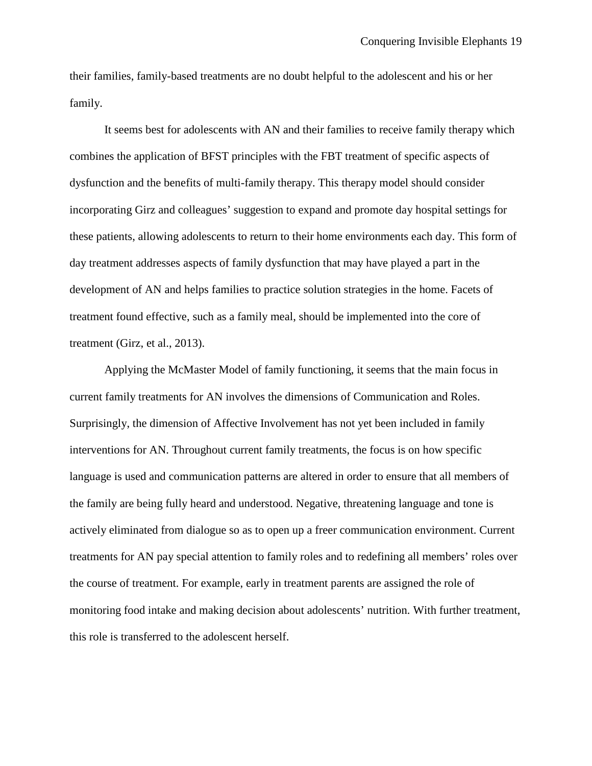their families, family-based treatments are no doubt helpful to the adolescent and his or her family.

It seems best for adolescents with AN and their families to receive family therapy which combines the application of BFST principles with the FBT treatment of specific aspects of dysfunction and the benefits of multi-family therapy. This therapy model should consider incorporating Girz and colleagues' suggestion to expand and promote day hospital settings for these patients, allowing adolescents to return to their home environments each day. This form of day treatment addresses aspects of family dysfunction that may have played a part in the development of AN and helps families to practice solution strategies in the home. Facets of treatment found effective, such as a family meal, should be implemented into the core of treatment (Girz, et al., 2013).

Applying the McMaster Model of family functioning, it seems that the main focus in current family treatments for AN involves the dimensions of Communication and Roles. Surprisingly, the dimension of Affective Involvement has not yet been included in family interventions for AN. Throughout current family treatments, the focus is on how specific language is used and communication patterns are altered in order to ensure that all members of the family are being fully heard and understood. Negative, threatening language and tone is actively eliminated from dialogue so as to open up a freer communication environment. Current treatments for AN pay special attention to family roles and to redefining all members' roles over the course of treatment. For example, early in treatment parents are assigned the role of monitoring food intake and making decision about adolescents' nutrition. With further treatment, this role is transferred to the adolescent herself.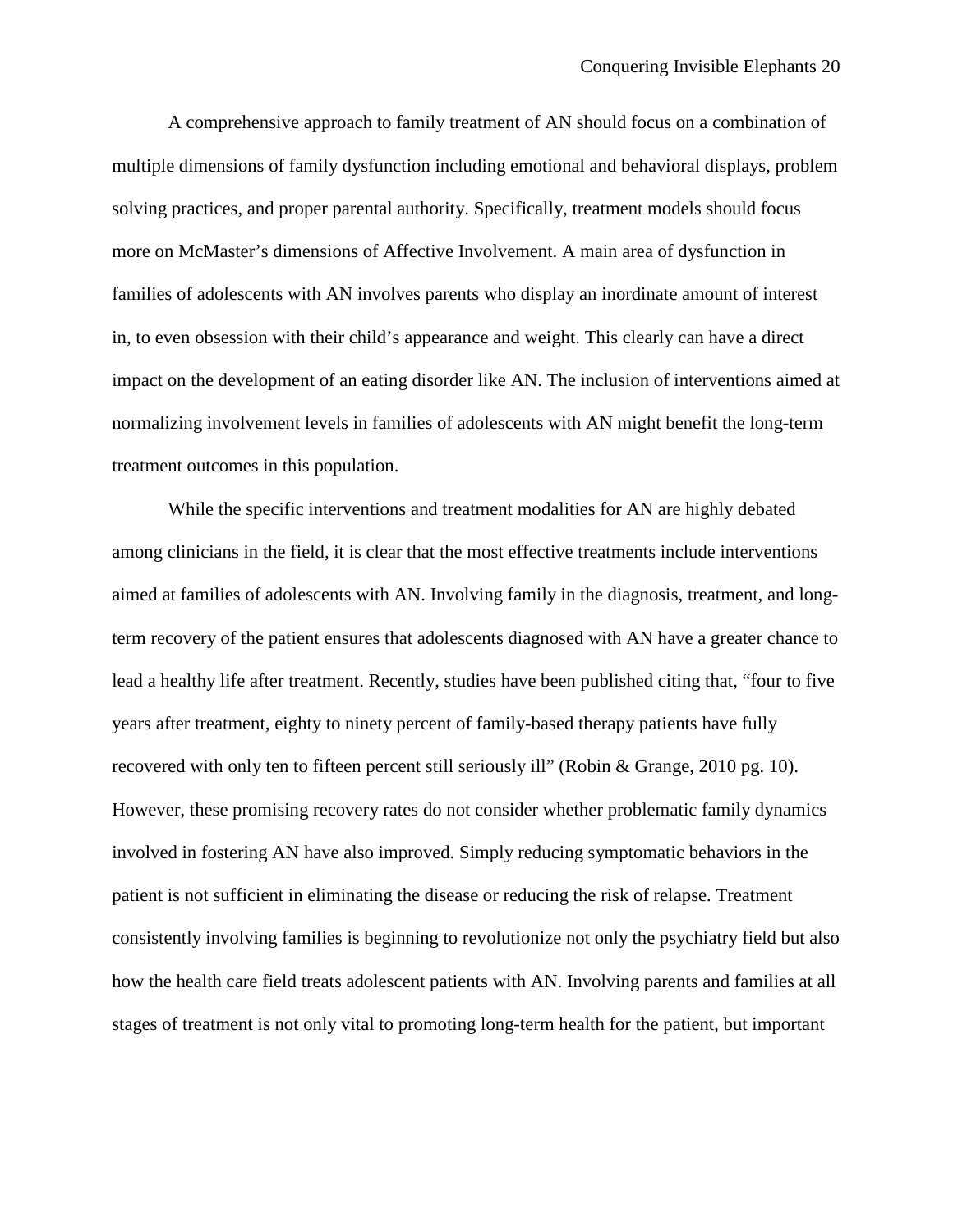A comprehensive approach to family treatment of AN should focus on a combination of multiple dimensions of family dysfunction including emotional and behavioral displays, problem solving practices, and proper parental authority. Specifically, treatment models should focus more on McMaster's dimensions of Affective Involvement. A main area of dysfunction in families of adolescents with AN involves parents who display an inordinate amount of interest in, to even obsession with their child's appearance and weight. This clearly can have a direct impact on the development of an eating disorder like AN. The inclusion of interventions aimed at normalizing involvement levels in families of adolescents with AN might benefit the long-term treatment outcomes in this population.

While the specific interventions and treatment modalities for AN are highly debated among clinicians in the field, it is clear that the most effective treatments include interventions aimed at families of adolescents with AN. Involving family in the diagnosis, treatment, and long-term recovery of the patient ensures that adolescents diagnosed with AN have a greater chance to lead a healthy life after treatment. Recently, studies have been published citing that, "four to five years after treatment, eighty to ninety percent of family-based therapy patients have fully recovered with only ten to fifteen percent still seriously ill" (Robin & Grange, 2010 pg. 10). However, these promising recovery rates do not consider whether problematic family dynamics involved in fostering AN have also improved. Simply reducing symptomatic behaviors in the patient is not sufficient in eliminating the disease or reducing the risk of relapse. Treatment consistently involving families is beginning to revolutionize not only the psychiatry field but also how the health care field treats adolescent patients with AN. Involving parents and families at all stages of treatment is not only vital to promoting long-term health for the patient, but important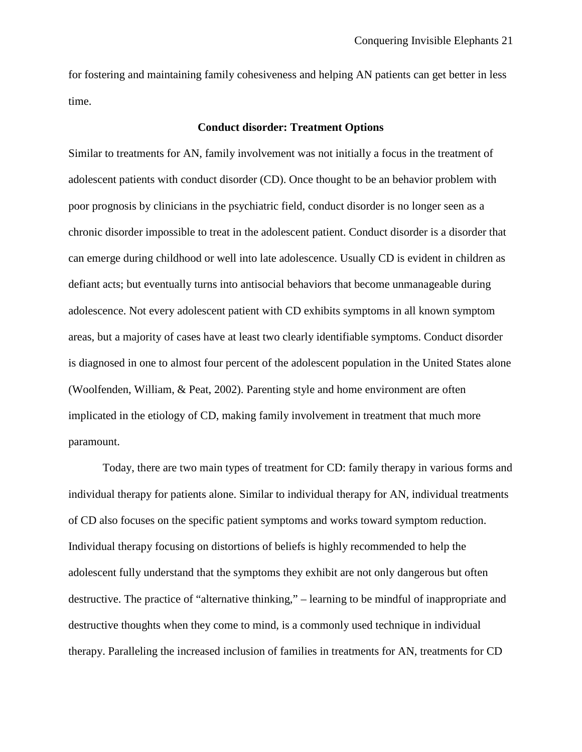for fostering and maintaining family cohesiveness and helping AN patients can get better in less time.

### Conduct disorder: Treatment Options

Similar to treatments for AN, family involvement was not initially a focus in the treatment of adolescent patients with conduct disorder (CD). Once thought to be an behavior problem with poor prognosis by clinicians in the psychiatric field, conduct disorder is no longer seen as a chronic disorder impossible to treat in the adolescent patient. Conduct disorder is a disorder that can emerge during childhood or well into late adolescence. Usually CD is evident in children as defiant acts; but eventually turns into antisocial behaviors that become unmanageable during adolescence. Not every adolescent patient with CD exhibits symptoms in all known symptom areas, but a majority of cases have at least two clearly identifiable symptoms. Conduct disorder is diagnosed in one to almost four percent of the adolescent population in the United States alone (Woolfenden, William, & Peat, 2002). Parenting style and home environment are often implicated in the etiology of CD, making family involvement in treatment that much more paramount.

Today, there are two main types of treatment for CD: family therapy in various forms and individual therapy for patients alone. Similar to individual therapy for AN, individual treatments of CD also focuses on the specific patient symptoms and works toward symptom reduction. Individual therapy focusing on distortions of beliefs is highly recommended to help the adolescent fully understand that the symptoms they exhibit are not only dangerous but often destructive. The practice of "alternative thinking," – learning to be mindful of inappropriate and destructive thoughts when they come to mind, is a commonly used technique in individual therapy. Paralleling the increased inclusion of families in treatments for AN, treatments for CD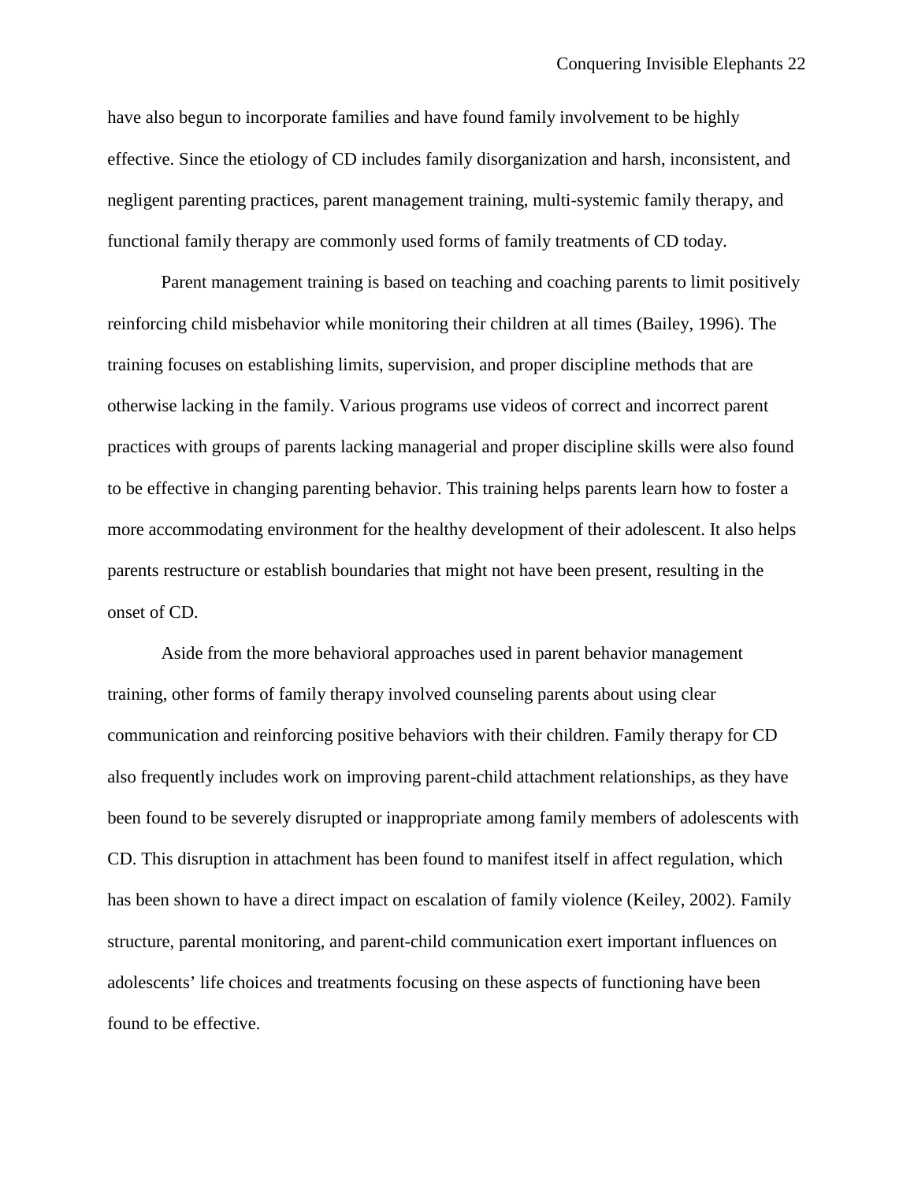have also begun to incorporate families and have found family involvement to be highly effective. Since the etiology of CD includes family disorganization and harsh, inconsistent, and negligent parenting practices, parent management training, multi-systemic family therapy, and functional family therapy are commonly used forms of family treatments of CD today.

Parent management training is based on teaching and coaching parents to limit positively reinforcing child misbehavior while monitoring their children at all times (Bailey, 1996). The training focuses on establishing limits, supervision, and proper discipline methods that are otherwise lacking in the family. Various programs use videos of correct and incorrect parent practices with groups of parents lacking managerial and proper discipline skills were also found to be effective in changing parenting behavior. This training helps parents learn how to foster a more accommodating environment for the healthy development of their adolescent. It also helps parents restructure or establish boundaries that might not have been present, resulting in the onset of CD.

Aside from the more behavioral approaches used in parent behavior management training, other forms of family therapy involved counseling parents about using clear communication and reinforcing positive behaviors with their children. Family therapy for CD also frequently includes work on improving parent-child attachment relationships, as they have been found to be severely disrupted or inappropriate among family members of adolescents with CD. This disruption in attachment has been found to manifest itself in affect regulation, which has been shown to have a direct impact on escalation of family violence (Keiley, 2002). Family structure, parental monitoring, and parent-child communication exert important influences on adolescents' life choices and treatments focusing on these aspects of functioning have been found to be effective.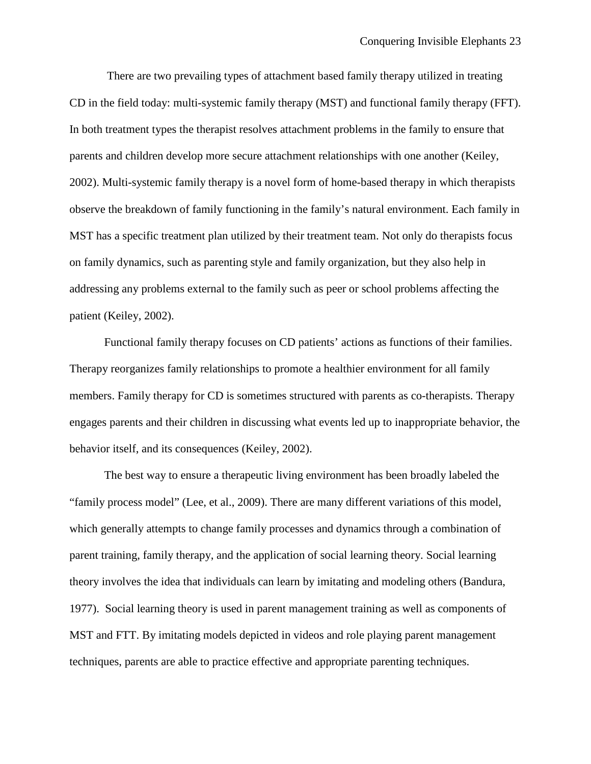There are two prevailing types of attachment based family therapy utilized in treating CD in the field today: multi-systemic family therapy (MST) and functional family therapy (FFT). In both treatment types the therapist resolves attachment problems in the family to ensure that parents and children develop more secure attachment relationships with one another (Keiley, 2002). Multi-systemic family therapy is a novel form of home-based therapy in which therapists observe the breakdown of family functioning in the family's natural environment. Each family in MST has a specific treatment plan utilized by their treatment team. Not only do therapists focus on family dynamics, such as parenting style and family organization, but they also help in addressing any problems external to the family such as peer or school problems affecting the patient (Keiley, 2002).

Functional family therapy focuses on CD patients' actions as functions of their families. Therapy reorganizes family relationships to promote a healthier environment for all family members. Family therapy for CD is sometimes structured with parents as co-therapists. Therapy engages parents and their children in discussing what events led up to inappropriate behavior, the behavior itself, and its consequences (Keiley, 2002).

The best way to ensure a therapeutic living environment has been broadly labeled the "family process model" (Lee, et al., 2009). There are many different variations of this model, which generally attempts to change family processes and dynamics through a combination of parent training, family therapy, and the application of social learning theory. Social learning theory involves the idea that individuals can learn by imitating and modeling others (Bandura, 1977). Social learning theory is used in parent management training as well as components of MST and FTT. By imitating models depicted in videos and role playing parent management techniques, parents are able to practice effective and appropriate parenting techniques.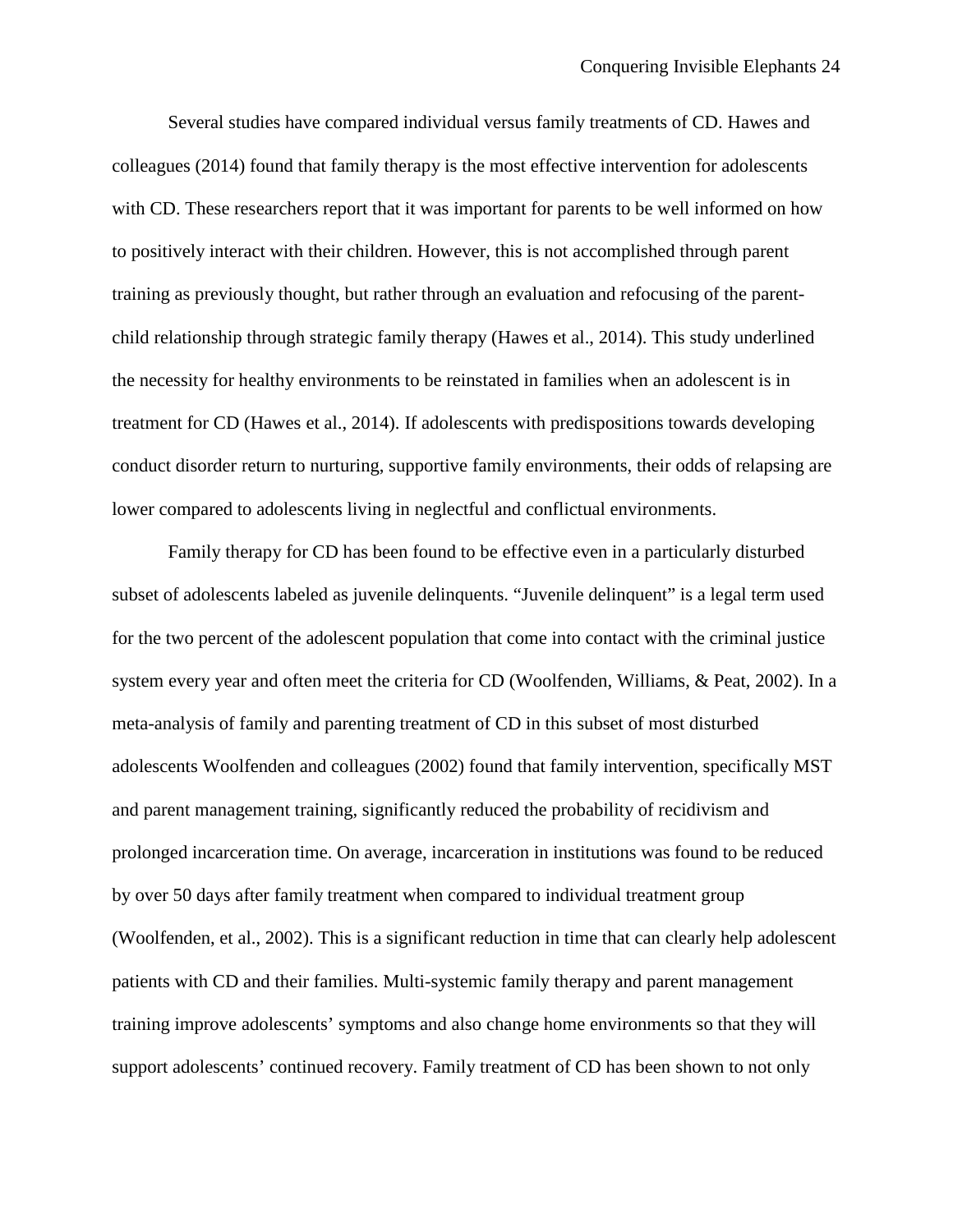Several studies have compared individual versus family treatments of CD. Hawes and colleagues (2014) found that family therapy is the most effective intervention for adolescents with CD. These researchers report that it was important for parents to be well informed on how to positively interact with their children. However, this is not accomplished through parent training as previously thought, but rather through an evaluation and refocusing of the parent-child relationship through strategic family therapy (Hawes et al., 2014). This study underlined the necessity for healthy environments to be reinstated in families when an adolescent is in treatment for CD (Hawes et al., 2014). If adolescents with predispositions towards developing conduct disorder return to nurturing, supportive family environments, their odds of relapsing are lower compared to adolescents living in neglectful and conflictual environments.

Family therapy for CD has been found to be effective even in a particularly disturbed subset of adolescents labeled as juvenile delinquents. "Juvenile delinquent" is a legal term used for the two percent of the adolescent population that come into contact with the criminal justice system every year and often meet the criteria for CD (Woolfenden, Williams, & Peat, 2002). In a meta-analysis of family and parenting treatment of CD in this subset of most disturbed adolescents Woolfenden and colleagues (2002) found that family intervention, specifically MST and parent management training, significantly reduced the probability of recidivism and prolonged incarceration time. On average, incarceration in institutions was found to be reduced by over 50 days after family treatment when compared to individual treatment group (Woolfenden, et al., 2002). This is a significant reduction in time that can clearly help adolescent patients with CD and their families. Multi-systemic family therapy and parent management training improve adolescents' symptoms and also change home environments so that they will support adolescents' continued recovery. Family treatment of CD has been shown to not only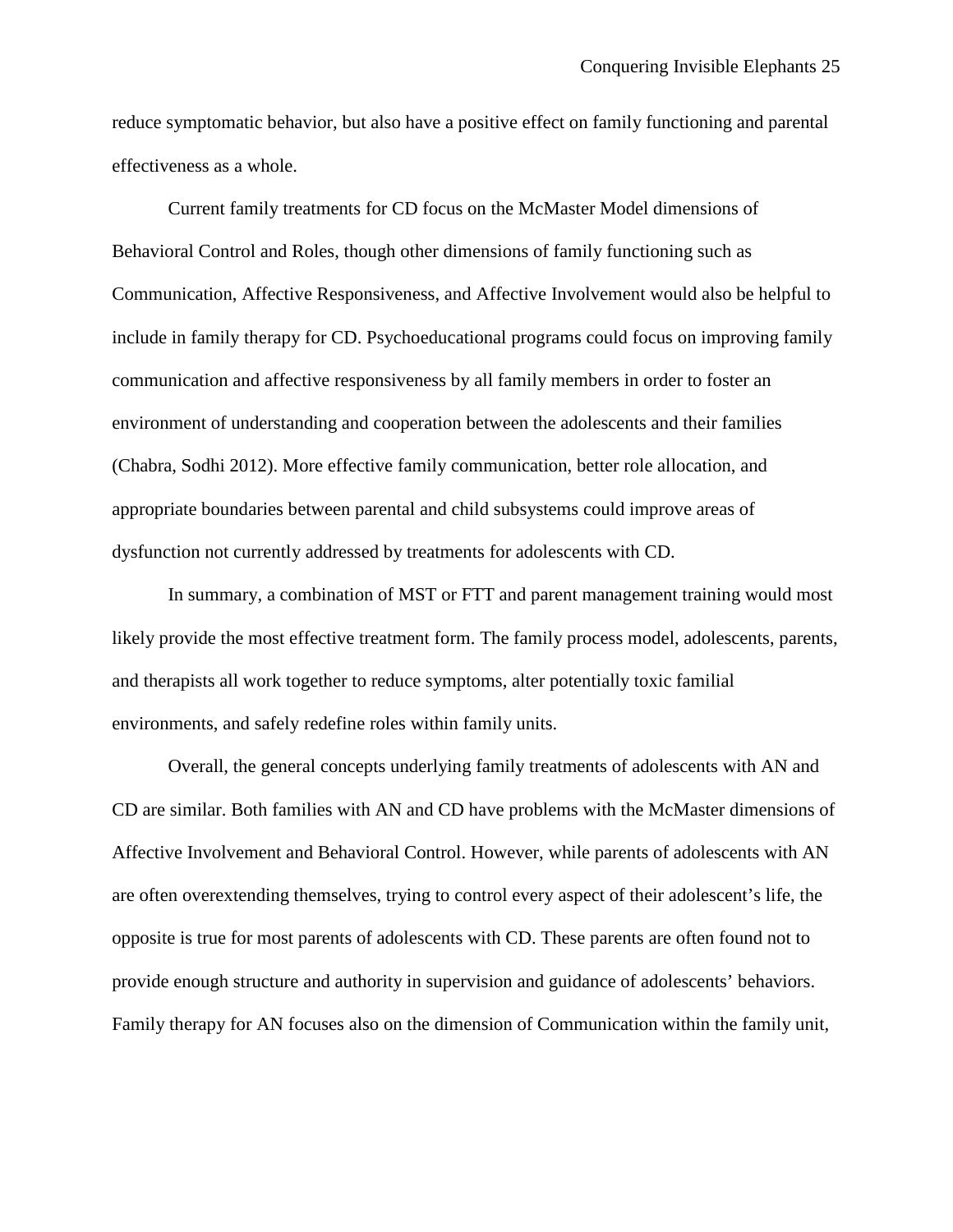reduce symptomatic behavior, but also have a positive effect on family functioning and parental effectiveness as a whole.

Current family treatments for CD focus on the McMaster Model dimensions of Behavioral Control and Roles, though other dimensions of family functioning such as Communication, Affective Responsiveness, and Affective Involvement would also be helpful to include in family therapy for CD. Psychoeducational programs could focus on improving family communication and affective responsiveness by all family members in order to foster an environment of understanding and cooperation between the adolescents and their families (Chabra, Sodhi 2012). More effective family communication, better role allocation, and appropriate boundaries between parental and child subsystems could improve areas of dysfunction not currently addressed by treatments for adolescents with CD.

In summary, a combination of MST or FTT and parent management training would most likely provide the most effective treatment form. The family process model, adolescents, parents, and therapists all work together to reduce symptoms, alter potentially toxic familial environments, and safely redefine roles within family units.

Overall, the general concepts underlying family treatments of adolescents with AN and CD are similar. Both families with AN and CD have problems with the McMaster dimensions of Affective Involvement and Behavioral Control. However, while parents of adolescents with AN are often overextending themselves, trying to control every aspect of their adolescent's life, the opposite is true for most parents of adolescents with CD. These parents are often found not to provide enough structure and authority in supervision and guidance of adolescents' behaviors. Family therapy for AN focuses also on the dimension of Communication within the family unit,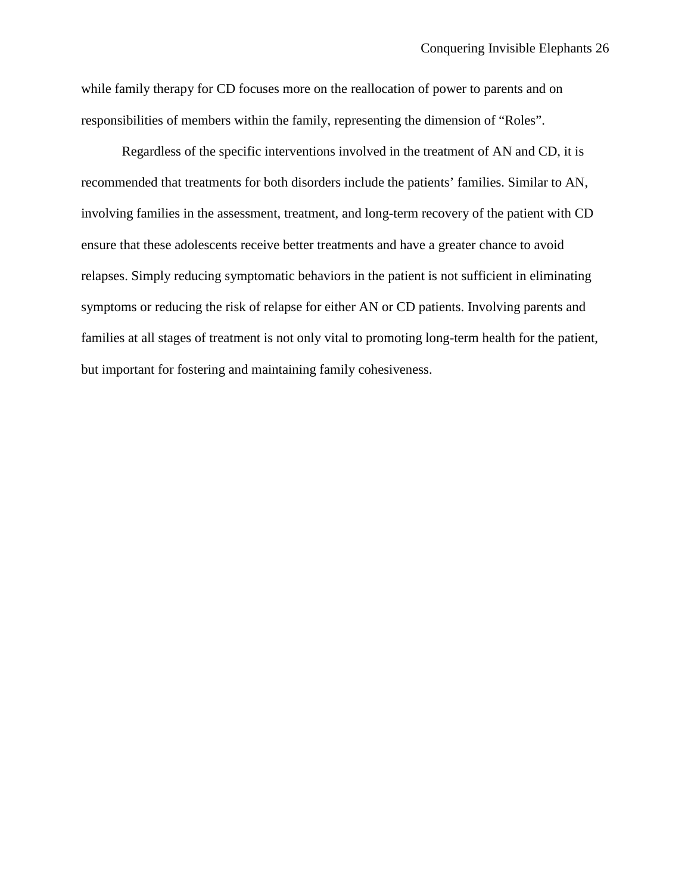while family therapy for CD focuses more on the reallocation of power to parents and on responsibilities of members within the family, representing the dimension of "Roles".

Regardless of the specific interventions involved in the treatment of AN and CD, it is recommended that treatments for both disorders include the patients' families. Similar to AN, involving families in the assessment, treatment, and long-term recovery of the patient with CD ensure that these adolescents receive better treatments and have a greater chance to avoid relapses. Simply reducing symptomatic behaviors in the patient is not sufficient in eliminating symptoms or reducing the risk of relapse for either AN or CD patients. Involving parents and families at all stages of treatment is not only vital to promoting long-term health for the patient, but important for fostering and maintaining family cohesiveness.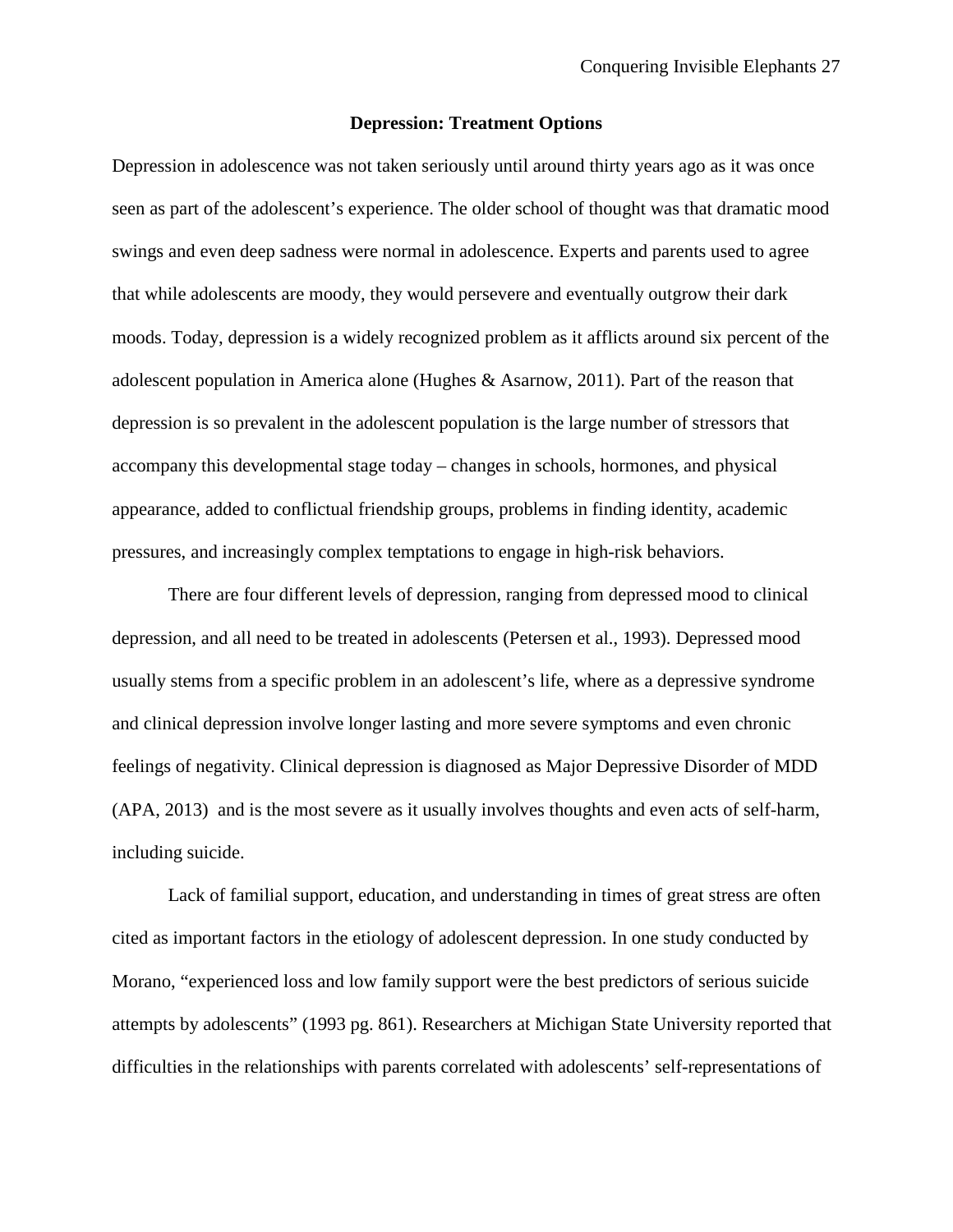## Depression: Treatment Options

Depression in adolescence was not taken seriously until around thirty years ago as it was once seen as part of the adolescent's experience. The older school of thought was that dramatic mood swings and even deep sadness were normal in adolescence. Experts and parents used to agree that while adolescents are moody, they would persevere and eventually outgrow their dark moods. Today, depression is a widely recognized problem as it afflicts around six percent of the adolescent population in America alone (Hughes & Asarnow, 2011). Part of the reason that depression is so prevalent in the adolescent population is the large number of stressors that accompany this developmental stage today – changes in schools, hormones, and physical appearance, added to conflictual friendship groups, problems in finding identity, academic pressures, and increasingly complex temptations to engage in high-risk behaviors.

There are four different levels of depression, ranging from depressed mood to clinical depression, and all need to be treated in adolescents (Petersen et al., 1993). Depressed mood usually stems from a specific problem in an adolescent's life, where as a depressive syndrome and clinical depression involve longer lasting and more severe symptoms and even chronic feelings of negativity. Clinical depression is diagnosed as Major Depressive Disorder of MDD (APA, 2013) and is the most severe as it usually involves thoughts and even acts of self-harm, including suicide.

Lack of familial support, education, and understanding in times of great stress are often cited as important factors in the etiology of adolescent depression. In one study conducted by Morano, "experienced loss and low family support were the best predictors of serious suicide attempts by adolescents" (1993 pg. 861). Researchers at Michigan State University reported that difficulties in the relationships with parents correlated with adolescents' self-representations of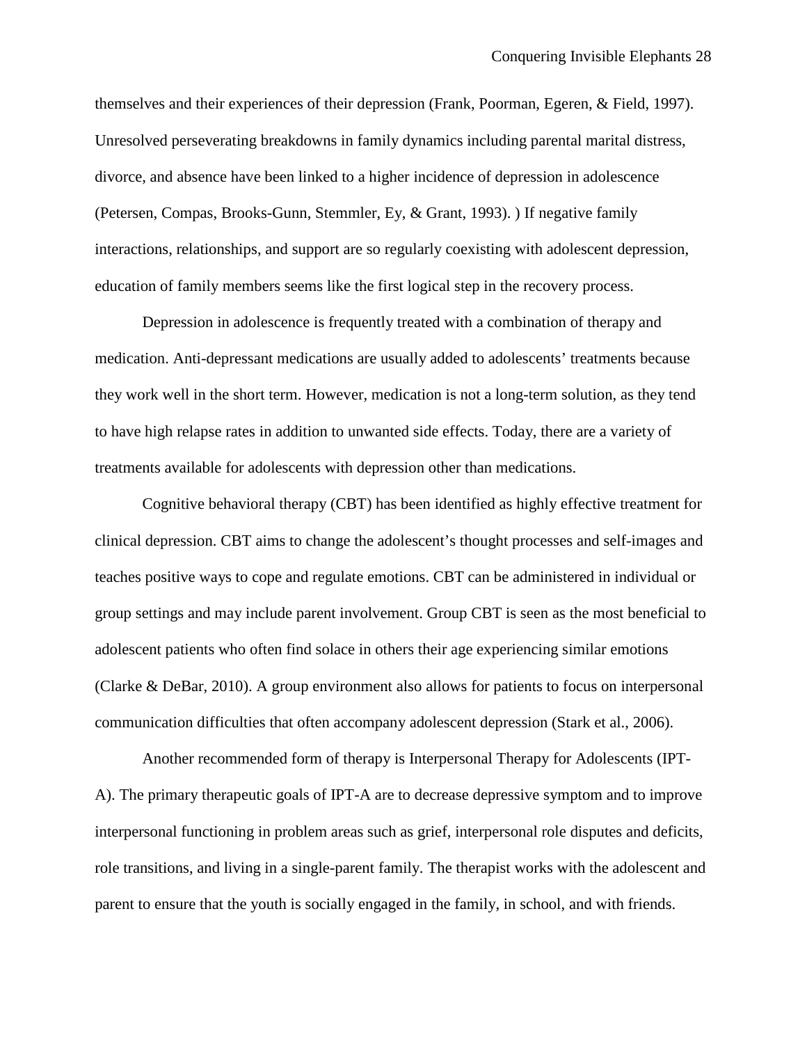themselves and their experiences of their depression (Frank, Poorman, Egeren, & Field, 1997). Unresolved perseverating breakdowns in family dynamics including parental marital distress, divorce, and absence have been linked to a higher incidence of depression in adolescence (Petersen, Compas, Brooks-Gunn, Stemmler, Ey, & Grant, 1993). ) If negative family interactions, relationships, and support are so regularly coexisting with adolescent depression, education of family members seems like the first logical step in the recovery process.

Depression in adolescence is frequently treated with a combination of therapy and medication. Anti-depressant medications are usually added to adolescents' treatments because they work well in the short term. However, medication is not a long-term solution, as they tend to have high relapse rates in addition to unwanted side effects. Today, there are a variety of treatments available for adolescents with depression other than medications.

Cognitive behavioral therapy (CBT) has been identified as highly effective treatment for clinical depression. CBT aims to change the adolescent's thought processes and self-images and teaches positive ways to cope and regulate emotions. CBT can be administered in individual or group settings and may include parent involvement. Group CBT is seen as the most beneficial to adolescent patients who often find solace in others their age experiencing similar emotions (Clarke & DeBar, 2010). A group environment also allows for patients to focus on interpersonal communication difficulties that often accompany adolescent depression (Stark et al., 2006).

Another recommended form of therapy is Interpersonal Therapy for Adolescents (IPT-A). The primary therapeutic goals of IPT-A are to decrease depressive symptom and to improve interpersonal functioning in problem areas such as grief, interpersonal role disputes and deficits, role transitions, and living in a single-parent family. The therapist works with the adolescent and parent to ensure that the youth is socially engaged in the family, in school, and with friends.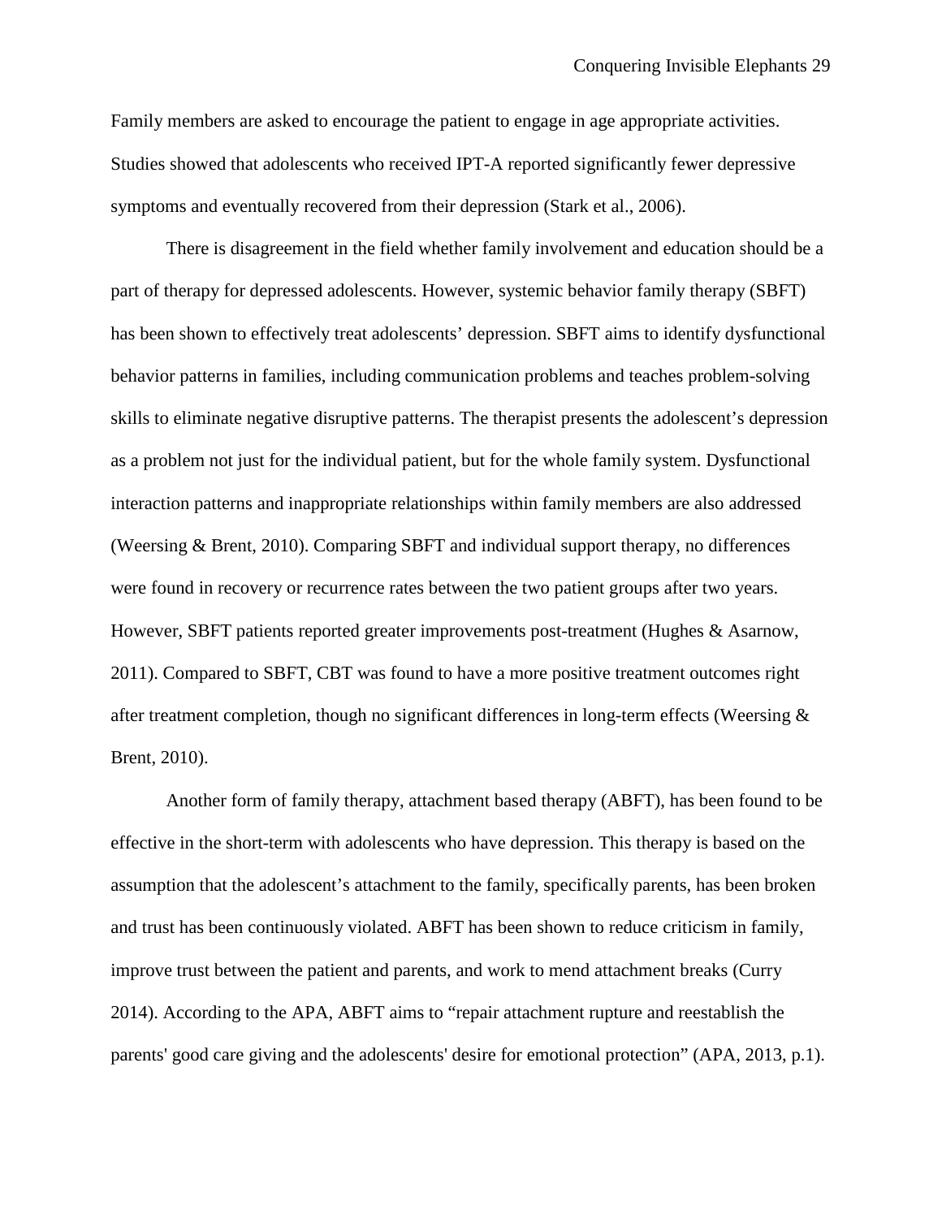Family members are asked to encourage the patient to engage in age appropriate activities. Studies showed that adolescents who received IPT-A reported significantly fewer depressive symptoms and eventually recovered from their depression (Stark et al., 2006).

There is disagreement in the field whether family involvement and education should be a part of therapy for depressed adolescents. However, systemic behavior family therapy (SBFT) has been shown to effectively treat adolescents' depression. SBFT aims to identify dysfunctional behavior patterns in families, including communication problems and teaches problem-solving skills to eliminate negative disruptive patterns. The therapist presents the adolescent's depression as a problem not just for the individual patient, but for the whole family system. Dysfunctional interaction patterns and inappropriate relationships within family members are also addressed (Weersing & Brent, 2010). Comparing SBFT and individual support therapy, no differences were found in recovery or recurrence rates between the two patient groups after two years. However, SBFT patients reported greater improvements post-treatment (Hughes & Asarnow, 2011). Compared to SBFT, CBT was found to have a more positive treatment outcomes right after treatment completion, though no significant differences in long-term effects (Weersing & Brent, 2010).

Another form of family therapy, attachment based therapy (ABFT), has been found to be effective in the short-term with adolescents who have depression. This therapy is based on the assumption that the adolescent's attachment to the family, specifically parents, has been broken and trust has been continuously violated. ABFT has been shown to reduce criticism in family, improve trust between the patient and parents, and work to mend attachment breaks (Curry 2014). According to the APA, ABFT aims to "repair attachment rupture and reestablish the parents' good care giving and the adolescents' desire for emotional protection" (APA, 2013, p.1).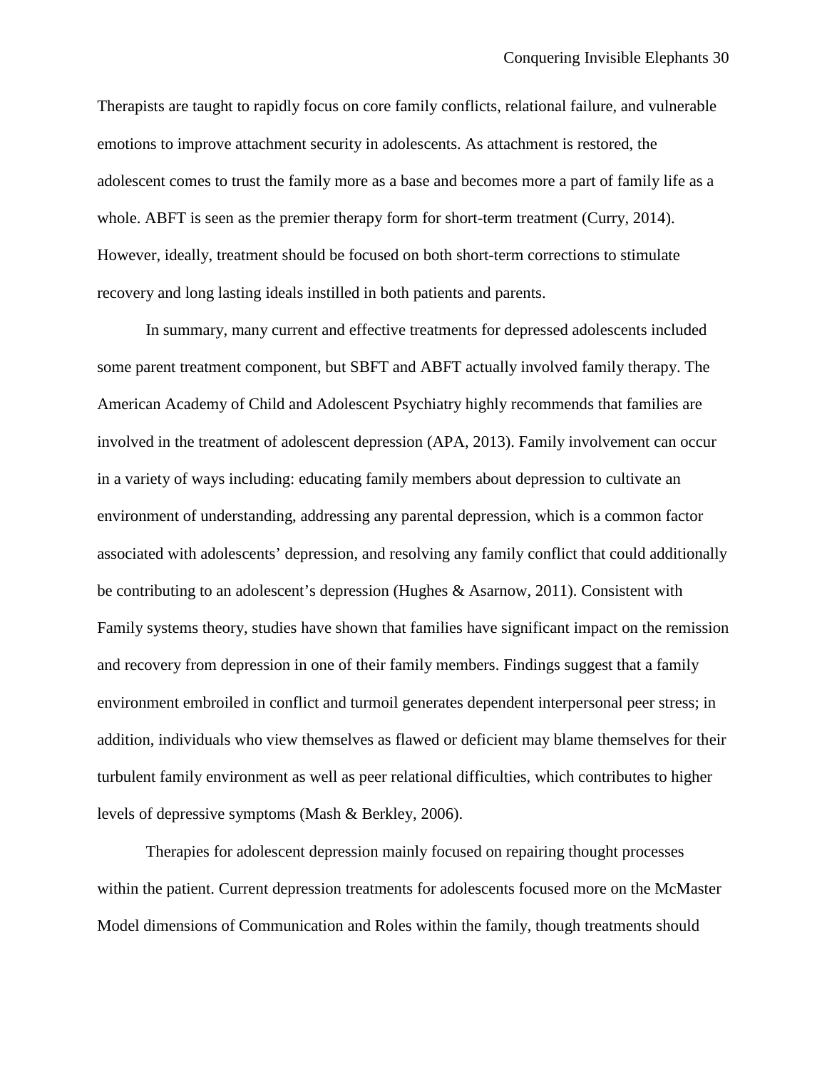Therapists are taught to rapidly focus on core family conflicts, relational failure, and vulnerable emotions to improve attachment security in adolescents. As attachment is restored, the adolescent comes to trust the family more as a base and becomes more a part of family life as a whole. ABFT is seen as the premier therapy form for short-term treatment (Curry, 2014). However, ideally, treatment should be focused on both short-term corrections to stimulate recovery and long lasting ideals instilled in both patients and parents.

In summary, many current and effective treatments for depressed adolescents included some parent treatment component, but SBFT and ABFT actually involved family therapy. The American Academy of Child and Adolescent Psychiatry highly recommends that families are involved in the treatment of adolescent depression (APA, 2013). Family involvement can occur in a variety of ways including: educating family members about depression to cultivate an environment of understanding, addressing any parental depression, which is a common factor associated with adolescents' depression, and resolving any family conflict that could additionally be contributing to an adolescent's depression (Hughes & Asarnow, 2011). Consistent with Family systems theory, studies have shown that families have significant impact on the remission and recovery from depression in one of their family members. Findings suggest that a family environment embroiled in conflict and turmoil generates dependent interpersonal peer stress; in addition, individuals who view themselves as flawed or deficient may blame themselves for their turbulent family environment as well as peer relational difficulties, which contributes to higher levels of depressive symptoms (Mash & Berkley, 2006).

Therapies for adolescent depression mainly focused on repairing thought processes within the patient. Current depression treatments for adolescents focused more on the McMaster Model dimensions of Communication and Roles within the family, though treatments should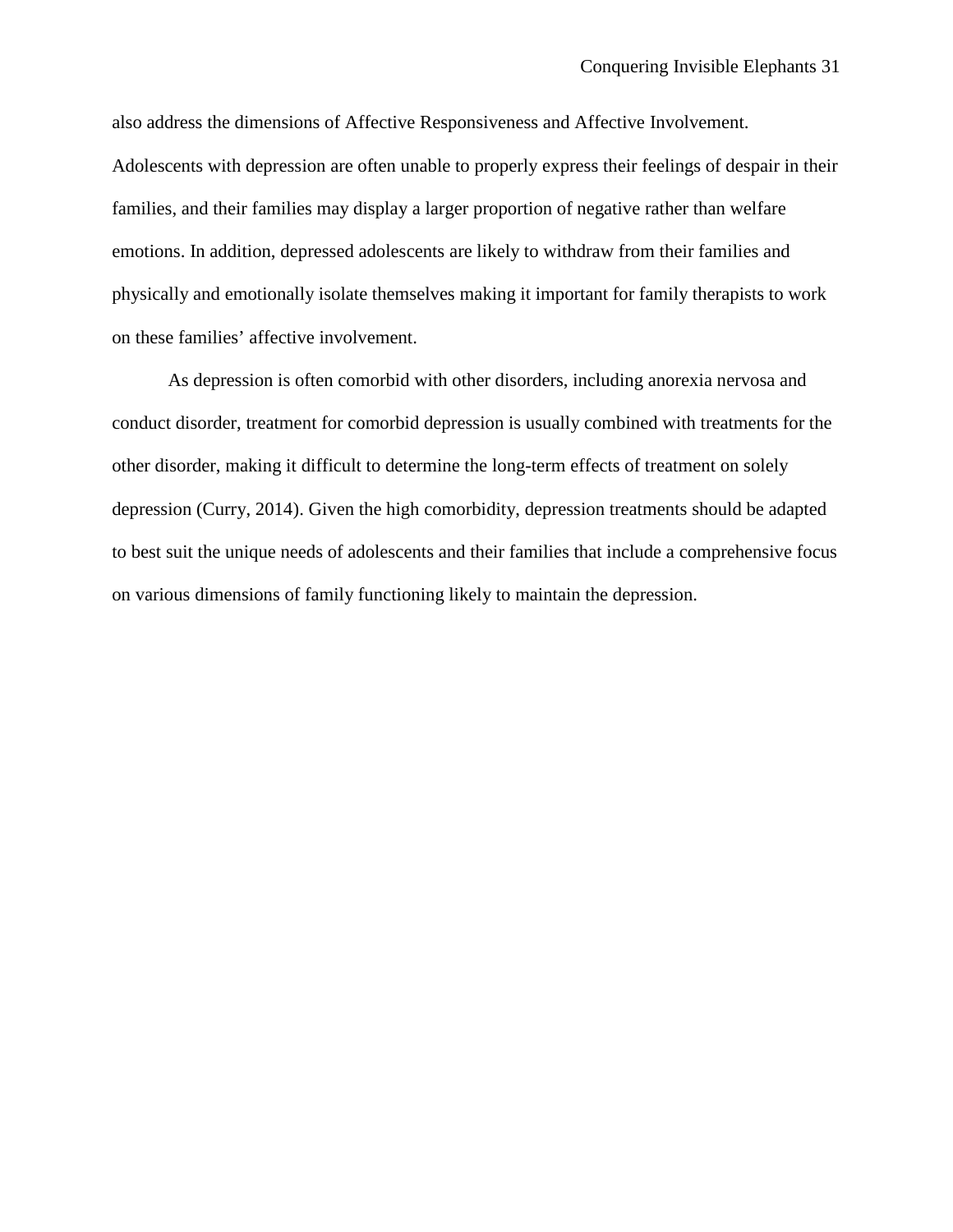also address the dimensions of Affective Responsiveness and Affective Involvement. Adolescents with depression are often unable to properly express their feelings of despair in their families, and their families may display a larger proportion of negative rather than welfare emotions. In addition, depressed adolescents are likely to withdraw from their families and physically and emotionally isolate themselves making it important for family therapists to work on these families' affective involvement.

As depression is often comorbid with other disorders, including anorexia nervosa and conduct disorder, treatment for comorbid depression is usually combined with treatments for the other disorder, making it difficult to determine the long-term effects of treatment on solely depression (Curry, 2014). Given the high comorbidity, depression treatments should be adapted to best suit the unique needs of adolescents and their families that include a comprehensive focus on various dimensions of family functioning likely to maintain the depression.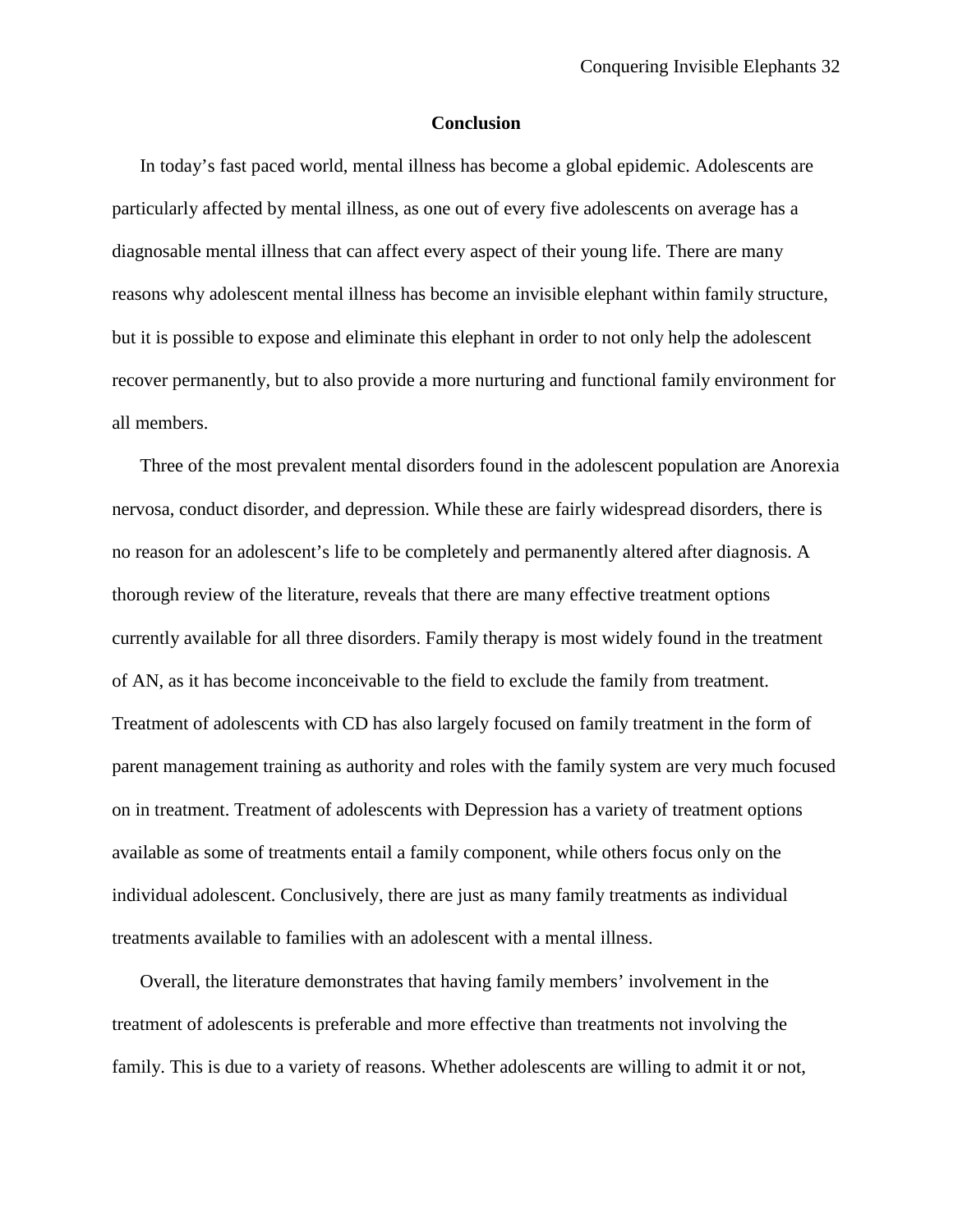## Conclusion

In today's fast paced world, mental illness has become a global epidemic. Adolescents are particularly affected by mental illness, as one out of every five adolescents on average has a diagnosable mental illness that can affect every aspect of their young life. There are many reasons why adolescent mental illness has become an invisible elephant within family structure, but it is possible to expose and eliminate this elephant in order to not only help the adolescent recover permanently, but to also provide a more nurturing and functional family environment for all members.

Three of the most prevalent mental disorders found in the adolescent population are Anorexia nervosa, conduct disorder, and depression. While these are fairly widespread disorders, there is no reason for an adolescent's life to be completely and permanently altered after diagnosis. A thorough review of the literature, reveals that there are many effective treatment options currently available for all three disorders. Family therapy is most widely found in the treatment of AN, as it has become inconceivable to the field to exclude the family from treatment. Treatment of adolescents with CD has also largely focused on family treatment in the form of parent management training as authority and roles with the family system are very much focused on in treatment. Treatment of adolescents with Depression has a variety of treatment options available as some of treatments entail a family component, while others focus only on the individual adolescent. Conclusively, there are just as many family treatments as individual treatments available to families with an adolescent with a mental illness.

Overall, the literature demonstrates that having family members' involvement in the treatment of adolescents is preferable and more effective than treatments not involving the family. This is due to a variety of reasons. Whether adolescents are willing to admit it or not,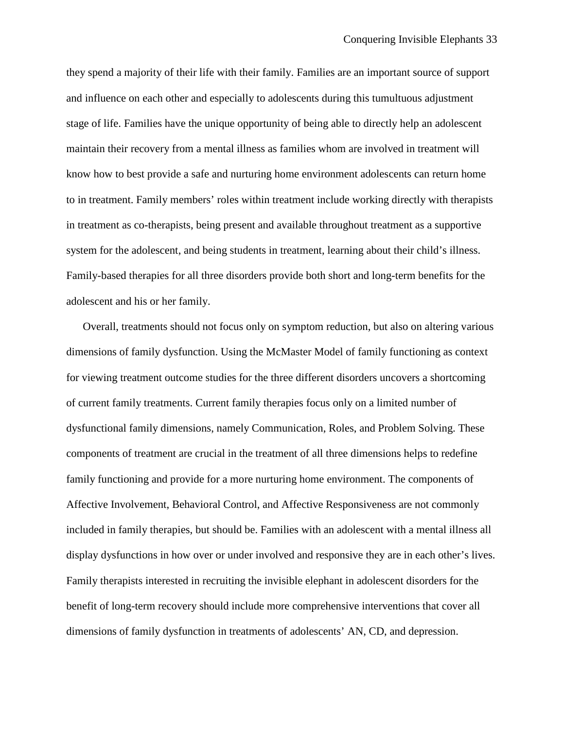they spend a majority of their life with their family. Families are an important source of support and influence on each other and especially to adolescents during this tumultuous adjustment stage of life. Families have the unique opportunity of being able to directly help an adolescent maintain their recovery from a mental illness as families whom are involved in treatment will know how to best provide a safe and nurturing home environment adolescents can return home to in treatment. Family members' roles within treatment include working directly with therapists in treatment as co-therapists, being present and available throughout treatment as a supportive system for the adolescent, and being students in treatment, learning about their child's illness. Family-based therapies for all three disorders provide both short and long-term benefits for the adolescent and his or her family.

Overall, treatments should not focus only on symptom reduction, but also on altering various dimensions of family dysfunction. Using the McMaster Model of family functioning as context for viewing treatment outcome studies for the three different disorders uncovers a shortcoming of current family treatments. Current family therapies focus only on a limited number of dysfunctional family dimensions, namely Communication, Roles, and Problem Solving. These components of treatment are crucial in the treatment of all three dimensions helps to redefine family functioning and provide for a more nurturing home environment. The components of Affective Involvement, Behavioral Control, and Affective Responsiveness are not commonly included in family therapies, but should be. Families with an adolescent with a mental illness all display dysfunctions in how over or under involved and responsive they are in each other's lives. Family therapists interested in recruiting the invisible elephant in adolescent disorders for the benefit of long-term recovery should include more comprehensive interventions that cover all dimensions of family dysfunction in treatments of adolescents' AN, CD, and depression.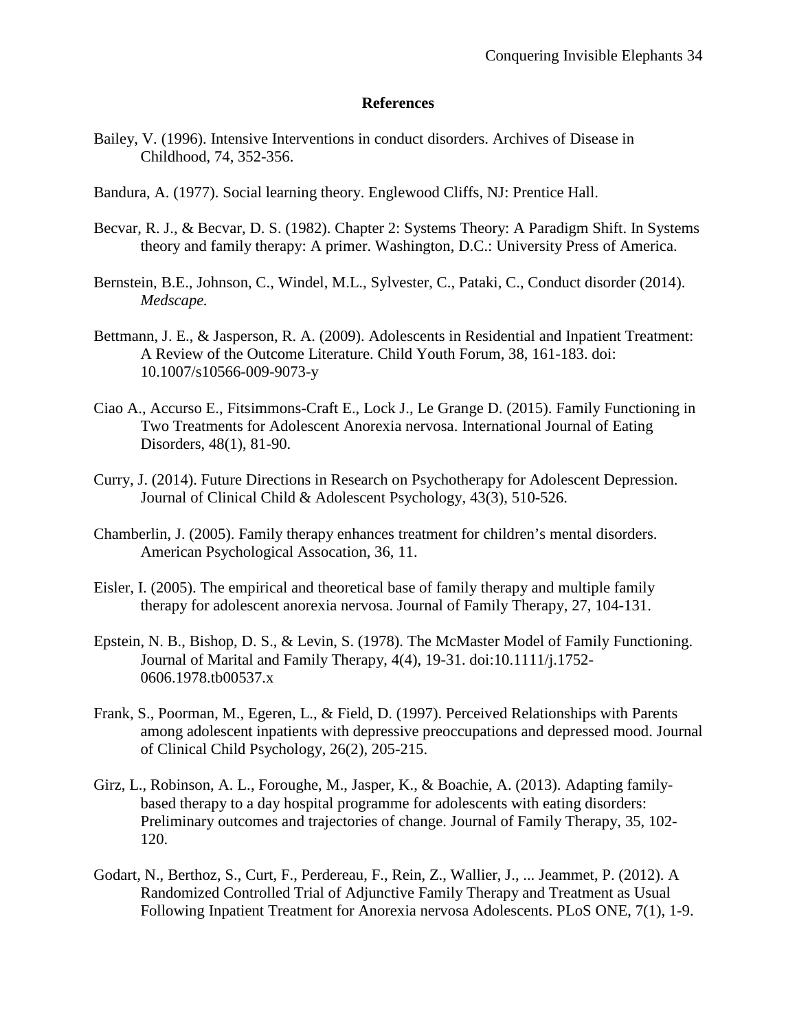## References

Bailey, V. (1996). Intensive Interventions in conduct disorders. Archives of Disease in Childhood, 74, 352-356.

Bandura, A. (1977). Social learning theory. Englewood Cliffs, NJ: Prentice Hall.

Becvar, R. J., & Becvar, D. S. (1982). Chapter 2: Systems Theory: A Paradigm Shift. In Systems theory and family therapy: A primer. Washington, D.C.: University Press of America.

Bernstein, B.E., Johnson, C., Windel, M.L., Sylvester, C., Pataki, C., Conduct disorder (2014). *Medscape.*

Bettmann, J. E., & Jasperson, R. A. (2009). Adolescents in Residential and Inpatient Treatment: A Review of the Outcome Literature. Child Youth Forum, 38, 161-183. doi: 10.1007/s10566-009-9073-y

Ciao A., Accurso E., Fitsimmons-Craft E., Lock J., Le Grange D. (2015). Family Functioning in Two Treatments for Adolescent Anorexia nervosa. International Journal of Eating Disorders, 48(1), 81-90.

Curry, J. (2014). Future Directions in Research on Psychotherapy for Adolescent Depression. Journal of Clinical Child & Adolescent Psychology, 43(3), 510-526.

Chamberlin, J. (2005). Family therapy enhances treatment for children's mental disorders. American Psychological Assocation, 36, 11.

Eisler, I. (2005). The empirical and theoretical base of family therapy and multiple family therapy for adolescent anorexia nervosa. Journal of Family Therapy, 27, 104-131.

Epstein, N. B., Bishop, D. S., & Levin, S. (1978). The McMaster Model of Family Functioning. Journal of Marital and Family Therapy, 4(4), 19-31. doi:10.1111/j.1752-0606.1978.tb00537.x

Frank, S., Poorman, M., Egeren, L., & Field, D. (1997). Perceived Relationships with Parents among adolescent inpatients with depressive preoccupations and depressed mood. Journal of Clinical Child Psychology, 26(2), 205-215.

Girz, L., Robinson, A. L., Foroughe, M., Jasper, K., & Boachie, A. (2013). Adapting family-based therapy to a day hospital programme for adolescents with eating disorders: Preliminary outcomes and trajectories of change. Journal of Family Therapy, 35, 102-120.

Godart, N., Berthoz, S., Curt, F., Perdereau, F., Rein, Z., Wallier, J., ... Jeammet, P. (2012). A Randomized Controlled Trial of Adjunctive Family Therapy and Treatment as Usual Following Inpatient Treatment for Anorexia nervosa Adolescents. PLoS ONE, 7(1), 1-9.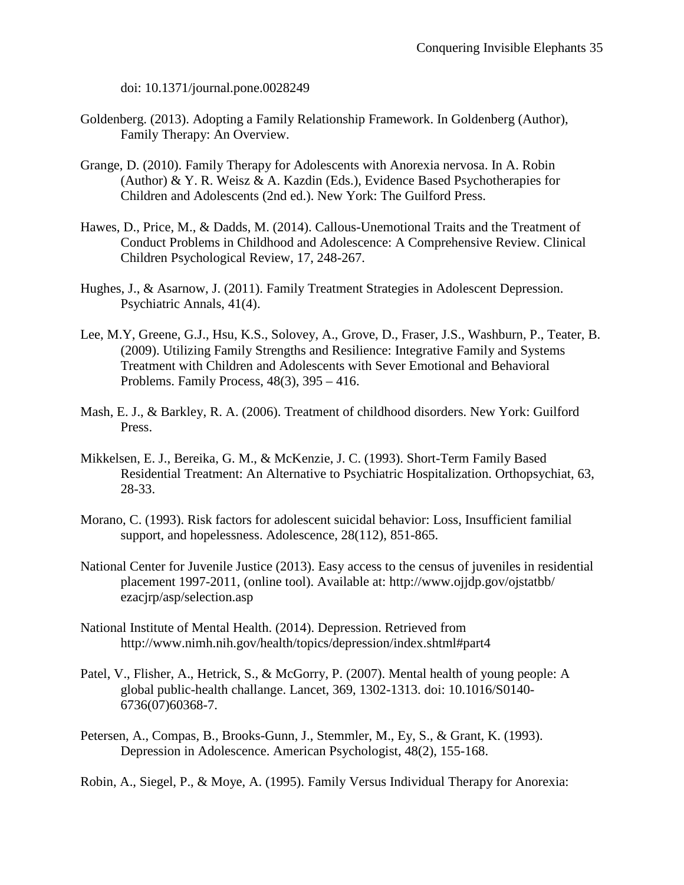doi: 10.1371/journal.pone.0028249

Goldenberg. (2013). Adopting a Family Relationship Framework. In Goldenberg (Author), Family Therapy: An Overview.

Grange, D. (2010). Family Therapy for Adolescents with Anorexia nervosa. In A. Robin (Author) & Y. R. Weisz & A. Kazdin (Eds.), Evidence Based Psychotherapies for Children and Adolescents (2nd ed.). New York: The Guilford Press.

Hawes, D., Price, M., & Dadds, M. (2014). Callous-Unemotional Traits and the Treatment of Conduct Problems in Childhood and Adolescence: A Comprehensive Review. Clinical Children Psychological Review, 17, 248-267.

Hughes, J., & Asarnow, J. (2011). Family Treatment Strategies in Adolescent Depression. Psychiatric Annals, 41(4).

Lee, M.Y, Greene, G.J., Hsu, K.S., Solovey, A., Grove, D., Fraser, J.S., Washburn, P., Teater, B. (2009). Utilizing Family Strengths and Resilience: Integrative Family and Systems Treatment with Children and Adolescents with Sever Emotional and Behavioral Problems. Family Process, 48(3), 395 – 416.

Mash, E. J., & Barkley, R. A. (2006). Treatment of childhood disorders. New York: Guilford Press.

Mikkelsen, E. J., Bereika, G. M., & McKenzie, J. C. (1993). Short-Term Family Based Residential Treatment: An Alternative to Psychiatric Hospitalization. Orthopsychiat, 63, 28-33.

Morano, C. (1993). Risk factors for adolescent suicidal behavior: Loss, Insufficient familial support, and hopelessness. Adolescence, 28(112), 851-865.

National Center for Juvenile Justice (2013). Easy access to the census of juveniles in residential placement 1997-2011, (online tool). Available at: http://www.ojjdp.gov/ojstatbb/ezacjrp/asp/selection.asp

National Institute of Mental Health. (2014). Depression. Retrieved from http://www.nimh.nih.gov/health/topics/depression/index.shtml#part4

Patel, V., Flisher, A., Hetrick, S., & McGorry, P. (2007). Mental health of young people: A global public-health challange. Lancet, 369, 1302-1313. doi: 10.1016/S0140-6736(07)60368-7.

Petersen, A., Compas, B., Brooks-Gunn, J., Stemmler, M., Ey, S., & Grant, K. (1993). Depression in Adolescence. American Psychologist, 48(2), 155-168.

Robin, A., Siegel, P., & Moye, A. (1995). Family Versus Individual Therapy for Anorexia: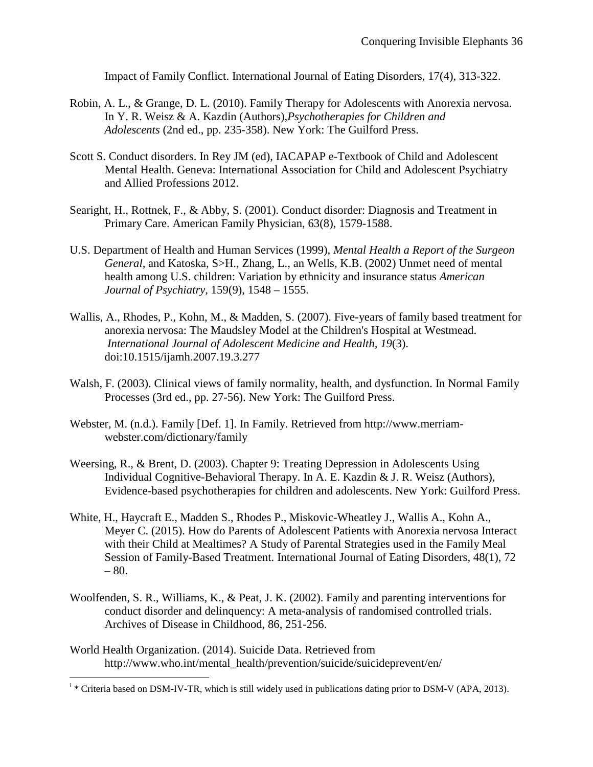Impact of Family Conflict. International Journal of Eating Disorders, 17(4), 313-322.

Robin, A. L., & Grange, D. L. (2010). Family Therapy for Adolescents with Anorexia nervosa. In Y. R. Weisz & A. Kazdin (Authors),*Psychotherapies for Children and Adolescents* (2nd ed., pp. 235-358). New York: The Guilford Press.

Scott S. Conduct disorders. In Rey JM (ed), IACAPAP e-Textbook of Child and Adolescent Mental Health. Geneva: International Association for Child and Adolescent Psychiatry and Allied Professions 2012.

Searight, H., Rottnek, F., & Abby, S. (2001). Conduct disorder: Diagnosis and Treatment in Primary Care. American Family Physician, 63(8), 1579-1588.

U.S. Department of Health and Human Services (1999), *Mental Health a Report of the Surgeon General,* and Katoska, S>H., Zhang, L., an Wells, K.B. (2002) Unmet need of mental health among U.S. children: Variation by ethnicity and insurance status *American Journal of Psychiatry*, 159(9), 1548 – 1555.

Wallis, A., Rhodes, P., Kohn, M., & Madden, S. (2007). Five-years of family based treatment for anorexia nervosa: The Maudsley Model at the Children's Hospital at Westmead. *International Journal of Adolescent Medicine and Health, 19*(3). doi:10.1515/ijamh.2007.19.3.277

Walsh, F. (2003). Clinical views of family normality, health, and dysfunction. In Normal Family Processes (3rd ed., pp. 27-56). New York: The Guilford Press.

Webster, M. (n.d.). Family [Def. 1]. In Family. Retrieved from http://www.merriam-webster.com/dictionary/family

Weersing, R., & Brent, D. (2003). Chapter 9: Treating Depression in Adolescents Using Individual Cognitive-Behavioral Therapy. In A. E. Kazdin & J. R. Weisz (Authors), Evidence-based psychotherapies for children and adolescents. New York: Guilford Press.

White, H., Haycraft E., Madden S., Rhodes P., Miskovic-Wheatley J., Wallis A., Kohn A., Meyer C. (2015). How do Parents of Adolescent Patients with Anorexia nervosa Interact with their Child at Mealtimes? A Study of Parental Strategies used in the Family Meal Session of Family-Based Treatment. International Journal of Eating Disorders, 48(1), 72 – 80.

Woolfenden, S. R., Williams, K., & Peat, J. K. (2002). Family and parenting interventions for conduct disorder and delinquency: A meta-analysis of randomised controlled trials. Archives of Disease in Childhood, 86, 251-256.

World Health Organization. (2014). Suicide Data. Retrieved from http://www.who.int/mental_health/prevention/suicide/suicideprevent/en/

---

[i] * Criteria based on DSM-IV-TR, which is still widely used in publications dating prior to DSM-V (APA, 2013).